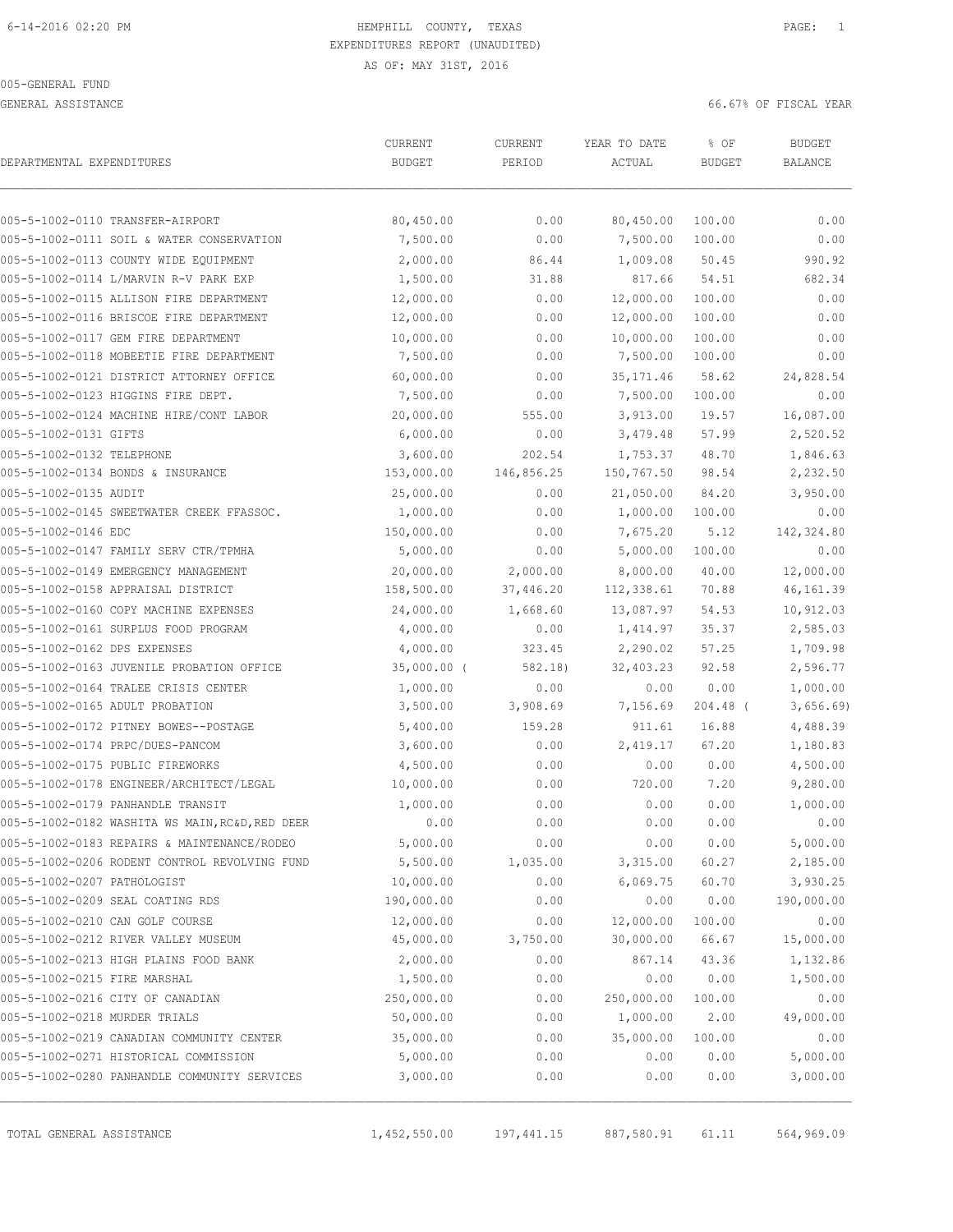6-14-2016 02:20 PM HEMPHILL COUNTY, TEXAS

EXPENDITURES REPORT (UNAUDITED)

AS OF: MAY 31ST, 2016

005-GENERAL FUND

GENERAL ASSISTANCE 66.67% OF FISCAL YEAR

| DEPARTMENTAL EXPENDITURES | CURRENT BUDGET | CURRENT PERIOD | YEAR TO DATE ACTUAL | % OF BUDGET | BUDGET BALANCE |
|---|---|---|---|---|---|
| 005-5-1002-0110 TRANSFER-AIRPORT | 80,450.00 | 0.00 | 80,450.00 | 100.00 | 0.00 |
| 005-5-1002-0111 SOIL & WATER CONSERVATION | 7,500.00 | 0.00 | 7,500.00 | 100.00 | 0.00 |
| 005-5-1002-0113 COUNTY WIDE EQUIPMENT | 2,000.00 | 86.44 | 1,009.08 | 50.45 | 990.92 |
| 005-5-1002-0114 L/MARVIN R-V PARK EXP | 1,500.00 | 31.88 | 817.66 | 54.51 | 682.34 |
| 005-5-1002-0115 ALLISON FIRE DEPARTMENT | 12,000.00 | 0.00 | 12,000.00 | 100.00 | 0.00 |
| 005-5-1002-0116 BRISCOE FIRE DEPARTMENT | 12,000.00 | 0.00 | 12,000.00 | 100.00 | 0.00 |
| 005-5-1002-0117 GEM FIRE DEPARTMENT | 10,000.00 | 0.00 | 10,000.00 | 100.00 | 0.00 |
| 005-5-1002-0118 MOBEETIE FIRE DEPARTMENT | 7,500.00 | 0.00 | 7,500.00 | 100.00 | 0.00 |
| 005-5-1002-0121 DISTRICT ATTORNEY OFFICE | 60,000.00 | 0.00 | 35,171.46 | 58.62 | 24,828.54 |
| 005-5-1002-0123 HIGGINS FIRE DEPT. | 7,500.00 | 0.00 | 7,500.00 | 100.00 | 0.00 |
| 005-5-1002-0124 MACHINE HIRE/CONT LABOR | 20,000.00 | 555.00 | 3,913.00 | 19.57 | 16,087.00 |
| 005-5-1002-0131 GIFTS | 6,000.00 | 0.00 | 3,479.48 | 57.99 | 2,520.52 |
| 005-5-1002-0132 TELEPHONE | 3,600.00 | 202.54 | 1,753.37 | 48.70 | 1,846.63 |
| 005-5-1002-0134 BONDS & INSURANCE | 153,000.00 | 146,856.25 | 150,767.50 | 98.54 | 2,232.50 |
| 005-5-1002-0135 AUDIT | 25,000.00 | 0.00 | 21,050.00 | 84.20 | 3,950.00 |
| 005-5-1002-0145 SWEETWATER CREEK FFASSOC. | 1,000.00 | 0.00 | 1,000.00 | 100.00 | 0.00 |
| 005-5-1002-0146 EDC | 150,000.00 | 0.00 | 7,675.20 | 5.12 | 142,324.80 |
| 005-5-1002-0147 FAMILY SERV CTR/TPMHA | 5,000.00 | 0.00 | 5,000.00 | 100.00 | 0.00 |
| 005-5-1002-0149 EMERGENCY MANAGEMENT | 20,000.00 | 2,000.00 | 8,000.00 | 40.00 | 12,000.00 |
| 005-5-1002-0158 APPRAISAL DISTRICT | 158,500.00 | 37,446.20 | 112,338.61 | 70.88 | 46,161.39 |
| 005-5-1002-0160 COPY MACHINE EXPENSES | 24,000.00 | 1,668.60 | 13,087.97 | 54.53 | 10,912.03 |
| 005-5-1002-0161 SURPLUS FOOD PROGRAM | 4,000.00 | 0.00 | 1,414.97 | 35.37 | 2,585.03 |
| 005-5-1002-0162 DPS EXPENSES | 4,000.00 | 323.45 | 2,290.02 | 57.25 | 1,709.98 |
| 005-5-1002-0163 JUVENILE PROBATION OFFICE | 35,000.00 | ( 582.18) | 32,403.23 | 92.58 | 2,596.77 |
| 005-5-1002-0164 TRALEE CRISIS CENTER | 1,000.00 | 0.00 | 0.00 | 0.00 | 1,000.00 |
| 005-5-1002-0165 ADULT PROBATION | 3,500.00 | 3,908.69 | 7,156.69 | 204.48 | ( 3,656.69) |
| 005-5-1002-0172 PITNEY BOWES--POSTAGE | 5,400.00 | 159.28 | 911.61 | 16.88 | 4,488.39 |
| 005-5-1002-0174 PRPC/DUES-PANCOM | 3,600.00 | 0.00 | 2,419.17 | 67.20 | 1,180.83 |
| 005-5-1002-0175 PUBLIC FIREWORKS | 4,500.00 | 0.00 | 0.00 | 0.00 | 4,500.00 |
| 005-5-1002-0178 ENGINEER/ARCHITECT/LEGAL | 10,000.00 | 0.00 | 720.00 | 7.20 | 9,280.00 |
| 005-5-1002-0179 PANHANDLE TRANSIT | 1,000.00 | 0.00 | 0.00 | 0.00 | 1,000.00 |
| 005-5-1002-0182 WASHITA WS MAIN,RC&D,RED DEER | 0.00 | 0.00 | 0.00 | 0.00 | 0.00 |
| 005-5-1002-0183 REPAIRS & MAINTENANCE/RODEO | 5,000.00 | 0.00 | 0.00 | 0.00 | 5,000.00 |
| 005-5-1002-0206 RODENT CONTROL REVOLVING FUND | 5,500.00 | 1,035.00 | 3,315.00 | 60.27 | 2,185.00 |
| 005-5-1002-0207 PATHOLOGIST | 10,000.00 | 0.00 | 6,069.75 | 60.70 | 3,930.25 |
| 005-5-1002-0209 SEAL COATING RDS | 190,000.00 | 0.00 | 0.00 | 0.00 | 190,000.00 |
| 005-5-1002-0210 CAN GOLF COURSE | 12,000.00 | 0.00 | 12,000.00 | 100.00 | 0.00 |
| 005-5-1002-0212 RIVER VALLEY MUSEUM | 45,000.00 | 3,750.00 | 30,000.00 | 66.67 | 15,000.00 |
| 005-5-1002-0213 HIGH PLAINS FOOD BANK | 2,000.00 | 0.00 | 867.14 | 43.36 | 1,132.86 |
| 005-5-1002-0215 FIRE MARSHAL | 1,500.00 | 0.00 | 0.00 | 0.00 | 1,500.00 |
| 005-5-1002-0216 CITY OF CANADIAN | 250,000.00 | 0.00 | 250,000.00 | 100.00 | 0.00 |
| 005-5-1002-0218 MURDER TRIALS | 50,000.00 | 0.00 | 1,000.00 | 2.00 | 49,000.00 |
| 005-5-1002-0219 CANADIAN COMMUNITY CENTER | 35,000.00 | 0.00 | 35,000.00 | 100.00 | 0.00 |
| 005-5-1002-0271 HISTORICAL COMMISSION | 5,000.00 | 0.00 | 0.00 | 0.00 | 5,000.00 |
| 005-5-1002-0280 PANHANDLE COMMUNITY SERVICES | 3,000.00 | 0.00 | 0.00 | 0.00 | 3,000.00 |
| TOTAL GENERAL ASSISTANCE | 1,452,550.00 | 197,441.15 | 887,580.91 | 61.11 | 564,969.09 |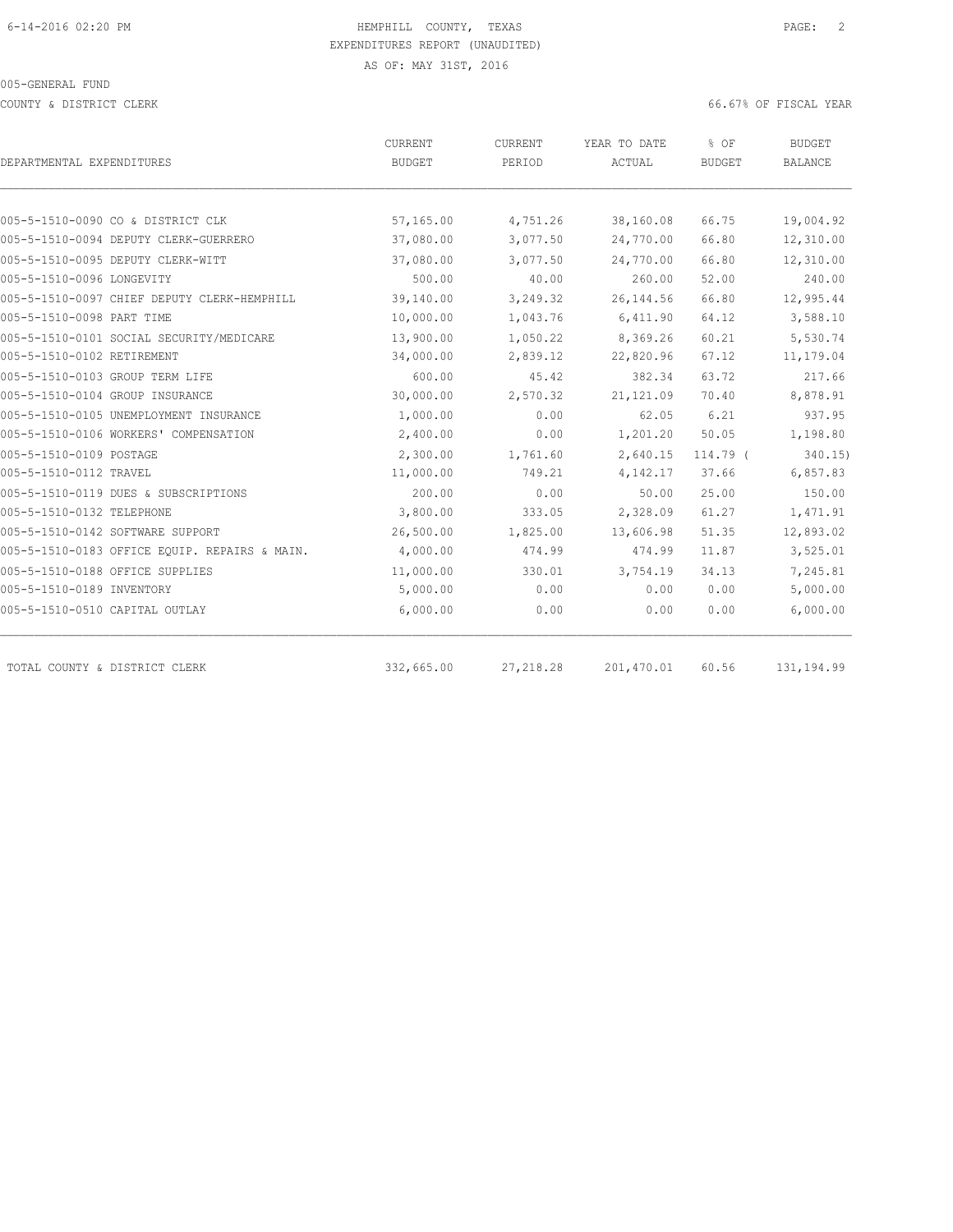HEMPHILL COUNTY, TEXAS

EXPENDITURES REPORT (UNAUDITED)

AS OF: MAY 31ST, 2016

005-GENERAL FUND

COUNTY & DISTRICT CLERK

66.67% OF FISCAL YEAR

| DEPARTMENTAL EXPENDITURES | CURRENT BUDGET | CURRENT PERIOD | YEAR TO DATE ACTUAL | % OF BUDGET | BUDGET BALANCE |
|---|---|---|---|---|---|
| 005-5-1510-0090 CO & DISTRICT CLK | 57,165.00 | 4,751.26 | 38,160.08 | 66.75 | 19,004.92 |
| 005-5-1510-0094 DEPUTY CLERK-GUERRERO | 37,080.00 | 3,077.50 | 24,770.00 | 66.80 | 12,310.00 |
| 005-5-1510-0095 DEPUTY CLERK-WITT | 37,080.00 | 3,077.50 | 24,770.00 | 66.80 | 12,310.00 |
| 005-5-1510-0096 LONGEVITY | 500.00 | 40.00 | 260.00 | 52.00 | 240.00 |
| 005-5-1510-0097 CHIEF DEPUTY CLERK-HEMPHILL | 39,140.00 | 3,249.32 | 26,144.56 | 66.80 | 12,995.44 |
| 005-5-1510-0098 PART TIME | 10,000.00 | 1,043.76 | 6,411.90 | 64.12 | 3,588.10 |
| 005-5-1510-0101 SOCIAL SECURITY/MEDICARE | 13,900.00 | 1,050.22 | 8,369.26 | 60.21 | 5,530.74 |
| 005-5-1510-0102 RETIREMENT | 34,000.00 | 2,839.12 | 22,820.96 | 67.12 | 11,179.04 |
| 005-5-1510-0103 GROUP TERM LIFE | 600.00 | 45.42 | 382.34 | 63.72 | 217.66 |
| 005-5-1510-0104 GROUP INSURANCE | 30,000.00 | 2,570.32 | 21,121.09 | 70.40 | 8,878.91 |
| 005-5-1510-0105 UNEMPLOYMENT INSURANCE | 1,000.00 | 0.00 | 62.05 | 6.21 | 937.95 |
| 005-5-1510-0106 WORKERS' COMPENSATION | 2,400.00 | 0.00 | 1,201.20 | 50.05 | 1,198.80 |
| 005-5-1510-0109 POSTAGE | 2,300.00 | 1,761.60 | 2,640.15 | 114.79 ( | 340.15) |
| 005-5-1510-0112 TRAVEL | 11,000.00 | 749.21 | 4,142.17 | 37.66 | 6,857.83 |
| 005-5-1510-0119 DUES & SUBSCRIPTIONS | 200.00 | 0.00 | 50.00 | 25.00 | 150.00 |
| 005-5-1510-0132 TELEPHONE | 3,800.00 | 333.05 | 2,328.09 | 61.27 | 1,471.91 |
| 005-5-1510-0142 SOFTWARE SUPPORT | 26,500.00 | 1,825.00 | 13,606.98 | 51.35 | 12,893.02 |
| 005-5-1510-0183 OFFICE EQUIP. REPAIRS & MAIN. | 4,000.00 | 474.99 | 474.99 | 11.87 | 3,525.01 |
| 005-5-1510-0188 OFFICE SUPPLIES | 11,000.00 | 330.01 | 3,754.19 | 34.13 | 7,245.81 |
| 005-5-1510-0189 INVENTORY | 5,000.00 | 0.00 | 0.00 | 0.00 | 5,000.00 |
| 005-5-1510-0510 CAPITAL OUTLAY | 6,000.00 | 0.00 | 0.00 | 0.00 | 6,000.00 |
| TOTAL COUNTY & DISTRICT CLERK | 332,665.00 | 27,218.28 | 201,470.01 | 60.56 | 131,194.99 |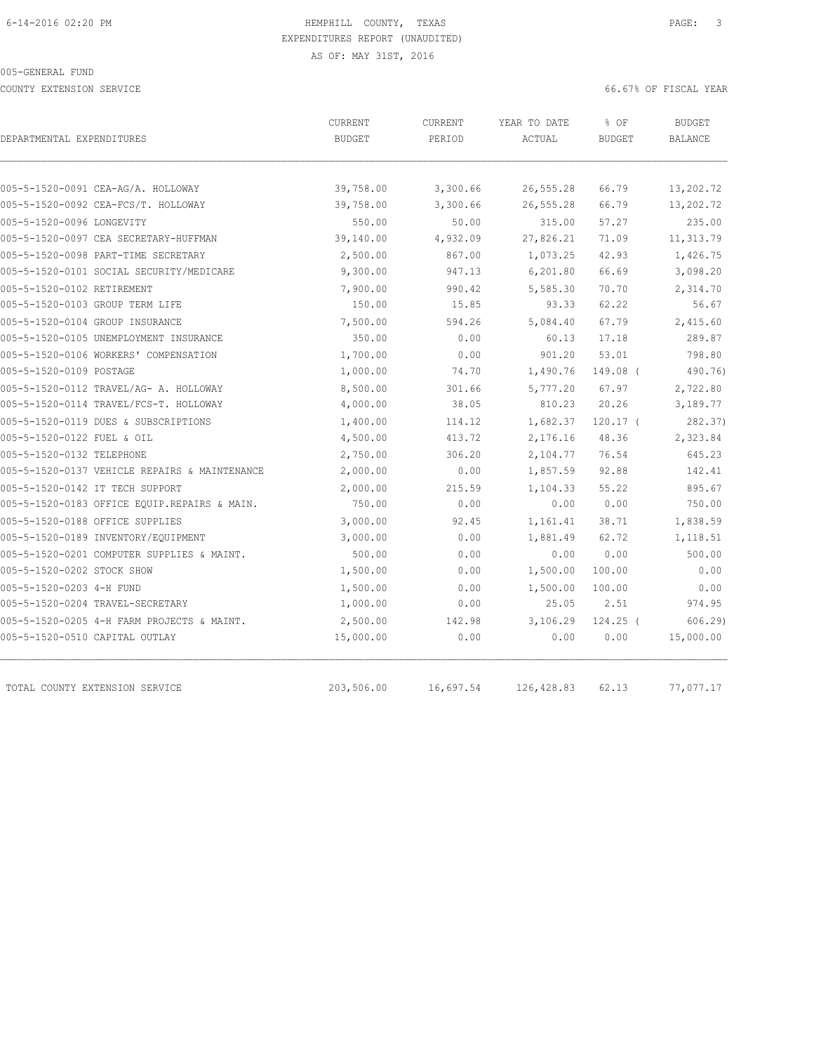6-14-2016 02:20 PM HEMPHILL COUNTY, TEXAS

EXPENDITURES REPORT (UNAUDITED)

AS OF: MAY 31ST, 2016

005-GENERAL FUND

COUNTY EXTENSION SERVICE 66.67% OF FISCAL YEAR

| DEPARTMENTAL EXPENDITURES | CURRENT BUDGET | CURRENT PERIOD | YEAR TO DATE ACTUAL | % OF BUDGET | BUDGET BALANCE |
|---|---|---|---|---|---|
| 005-5-1520-0091 CEA-AG/A. HOLLOWAY | 39,758.00 | 3,300.66 | 26,555.28 | 66.79 | 13,202.72 |
| 005-5-1520-0092 CEA-FCS/T. HOLLOWAY | 39,758.00 | 3,300.66 | 26,555.28 | 66.79 | 13,202.72 |
| 005-5-1520-0096 LONGEVITY | 550.00 | 50.00 | 315.00 | 57.27 | 235.00 |
| 005-5-1520-0097 CEA SECRETARY-HUFFMAN | 39,140.00 | 4,932.09 | 27,826.21 | 71.09 | 11,313.79 |
| 005-5-1520-0098 PART-TIME SECRETARY | 2,500.00 | 867.00 | 1,073.25 | 42.93 | 1,426.75 |
| 005-5-1520-0101 SOCIAL SECURITY/MEDICARE | 9,300.00 | 947.13 | 6,201.80 | 66.69 | 3,098.20 |
| 005-5-1520-0102 RETIREMENT | 7,900.00 | 990.42 | 5,585.30 | 70.70 | 2,314.70 |
| 005-5-1520-0103 GROUP TERM LIFE | 150.00 | 15.85 | 93.33 | 62.22 | 56.67 |
| 005-5-1520-0104 GROUP INSURANCE | 7,500.00 | 594.26 | 5,084.40 | 67.79 | 2,415.60 |
| 005-5-1520-0105 UNEMPLOYMENT INSURANCE | 350.00 | 0.00 | 60.13 | 17.18 | 289.87 |
| 005-5-1520-0106 WORKERS' COMPENSATION | 1,700.00 | 0.00 | 901.20 | 53.01 | 798.80 |
| 005-5-1520-0109 POSTAGE | 1,000.00 | 74.70 | 1,490.76 | 149.08 ( | 490.76) |
| 005-5-1520-0112 TRAVEL/AG- A. HOLLOWAY | 8,500.00 | 301.66 | 5,777.20 | 67.97 | 2,722.80 |
| 005-5-1520-0114 TRAVEL/FCS-T. HOLLOWAY | 4,000.00 | 38.05 | 810.23 | 20.26 | 3,189.77 |
| 005-5-1520-0119 DUES & SUBSCRIPTIONS | 1,400.00 | 114.12 | 1,682.37 | 120.17 ( | 282.37) |
| 005-5-1520-0122 FUEL & OIL | 4,500.00 | 413.72 | 2,176.16 | 48.36 | 2,323.84 |
| 005-5-1520-0132 TELEPHONE | 2,750.00 | 306.20 | 2,104.77 | 76.54 | 645.23 |
| 005-5-1520-0137 VEHICLE REPAIRS & MAINTENANCE | 2,000.00 | 0.00 | 1,857.59 | 92.88 | 142.41 |
| 005-5-1520-0142 IT TECH SUPPORT | 2,000.00 | 215.59 | 1,104.33 | 55.22 | 895.67 |
| 005-5-1520-0183 OFFICE EQUIP.REPAIRS & MAIN. | 750.00 | 0.00 | 0.00 | 0.00 | 750.00 |
| 005-5-1520-0188 OFFICE SUPPLIES | 3,000.00 | 92.45 | 1,161.41 | 38.71 | 1,838.59 |
| 005-5-1520-0189 INVENTORY/EQUIPMENT | 3,000.00 | 0.00 | 1,881.49 | 62.72 | 1,118.51 |
| 005-5-1520-0201 COMPUTER SUPPLIES & MAINT. | 500.00 | 0.00 | 0.00 | 0.00 | 500.00 |
| 005-5-1520-0202 STOCK SHOW | 1,500.00 | 0.00 | 1,500.00 | 100.00 | 0.00 |
| 005-5-1520-0203 4-H FUND | 1,500.00 | 0.00 | 1,500.00 | 100.00 | 0.00 |
| 005-5-1520-0204 TRAVEL-SECRETARY | 1,000.00 | 0.00 | 25.05 | 2.51 | 974.95 |
| 005-5-1520-0205 4-H FARM PROJECTS & MAINT. | 2,500.00 | 142.98 | 3,106.29 | 124.25 ( | 606.29) |
| 005-5-1520-0510 CAPITAL OUTLAY | 15,000.00 | 0.00 | 0.00 | 0.00 | 15,000.00 |
| TOTAL COUNTY EXTENSION SERVICE | 203,506.00 | 16,697.54 | 126,428.83 | 62.13 | 77,077.17 |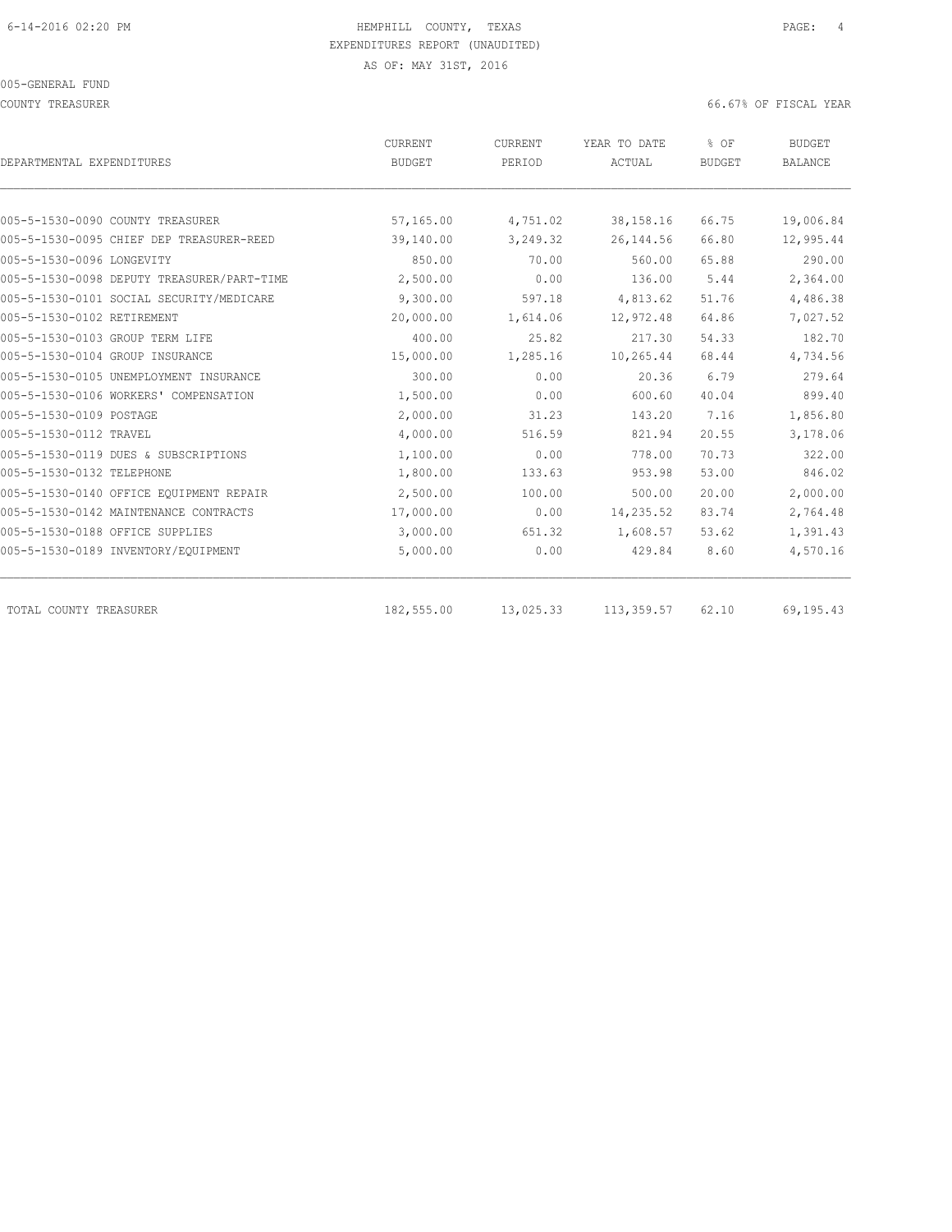HEMPHILL COUNTY, TEXAS
EXPENDITURES REPORT (UNAUDITED)
AS OF: MAY 31ST, 2016

005-GENERAL FUND

COUNTY TREASURER — 66.67% OF FISCAL YEAR

| DEPARTMENTAL EXPENDITURES | CURRENT BUDGET | CURRENT PERIOD | YEAR TO DATE ACTUAL | % OF BUDGET | BUDGET BALANCE |
|---|---|---|---|---|---|
| 005-5-1530-0090 COUNTY TREASURER | 57,165.00 | 4,751.02 | 38,158.16 | 66.75 | 19,006.84 |
| 005-5-1530-0095 CHIEF DEP TREASURER-REED | 39,140.00 | 3,249.32 | 26,144.56 | 66.80 | 12,995.44 |
| 005-5-1530-0096 LONGEVITY | 850.00 | 70.00 | 560.00 | 65.88 | 290.00 |
| 005-5-1530-0098 DEPUTY TREASURER/PART-TIME | 2,500.00 | 0.00 | 136.00 | 5.44 | 2,364.00 |
| 005-5-1530-0101 SOCIAL SECURITY/MEDICARE | 9,300.00 | 597.18 | 4,813.62 | 51.76 | 4,486.38 |
| 005-5-1530-0102 RETIREMENT | 20,000.00 | 1,614.06 | 12,972.48 | 64.86 | 7,027.52 |
| 005-5-1530-0103 GROUP TERM LIFE | 400.00 | 25.82 | 217.30 | 54.33 | 182.70 |
| 005-5-1530-0104 GROUP INSURANCE | 15,000.00 | 1,285.16 | 10,265.44 | 68.44 | 4,734.56 |
| 005-5-1530-0105 UNEMPLOYMENT INSURANCE | 300.00 | 0.00 | 20.36 | 6.79 | 279.64 |
| 005-5-1530-0106 WORKERS' COMPENSATION | 1,500.00 | 0.00 | 600.60 | 40.04 | 899.40 |
| 005-5-1530-0109 POSTAGE | 2,000.00 | 31.23 | 143.20 | 7.16 | 1,856.80 |
| 005-5-1530-0112 TRAVEL | 4,000.00 | 516.59 | 821.94 | 20.55 | 3,178.06 |
| 005-5-1530-0119 DUES & SUBSCRIPTIONS | 1,100.00 | 0.00 | 778.00 | 70.73 | 322.00 |
| 005-5-1530-0132 TELEPHONE | 1,800.00 | 133.63 | 953.98 | 53.00 | 846.02 |
| 005-5-1530-0140 OFFICE EQUIPMENT REPAIR | 2,500.00 | 100.00 | 500.00 | 20.00 | 2,000.00 |
| 005-5-1530-0142 MAINTENANCE CONTRACTS | 17,000.00 | 0.00 | 14,235.52 | 83.74 | 2,764.48 |
| 005-5-1530-0188 OFFICE SUPPLIES | 3,000.00 | 651.32 | 1,608.57 | 53.62 | 1,391.43 |
| 005-5-1530-0189 INVENTORY/EQUIPMENT | 5,000.00 | 0.00 | 429.84 | 8.60 | 4,570.16 |
| TOTAL COUNTY TREASURER | 182,555.00 | 13,025.33 | 113,359.57 | 62.10 | 69,195.43 |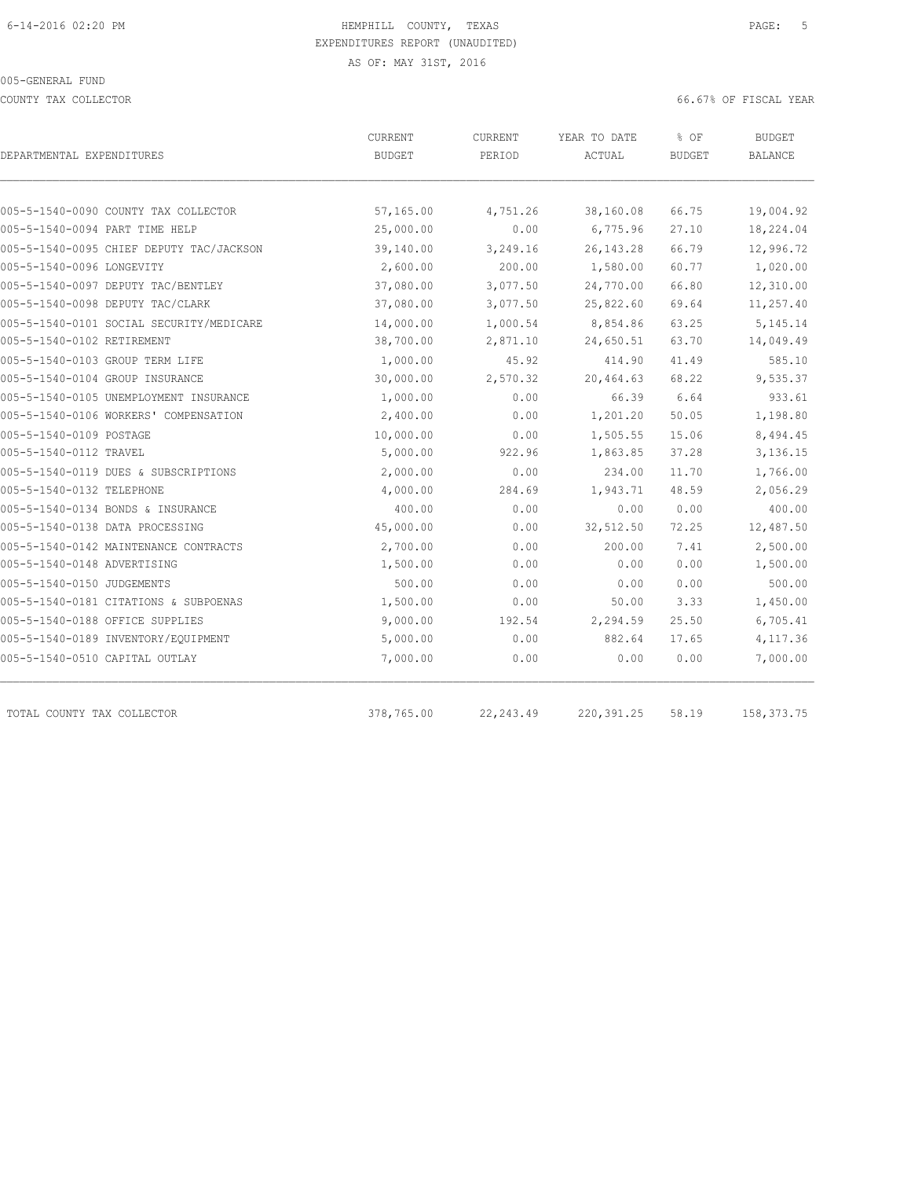6-14-2016 02:20 PM HEMPHILL COUNTY, TEXAS

EXPENDITURES REPORT (UNAUDITED)

AS OF: MAY 31ST, 2016

005-GENERAL FUND

COUNTY TAX COLLECTOR 66.67% OF FISCAL YEAR

| DEPARTMENTAL EXPENDITURES | CURRENT BUDGET | CURRENT PERIOD | YEAR TO DATE ACTUAL | % OF BUDGET | BUDGET BALANCE |
|---|---|---|---|---|---|
| 005-5-1540-0090 COUNTY TAX COLLECTOR | 57,165.00 | 4,751.26 | 38,160.08 | 66.75 | 19,004.92 |
| 005-5-1540-0094 PART TIME HELP | 25,000.00 | 0.00 | 6,775.96 | 27.10 | 18,224.04 |
| 005-5-1540-0095 CHIEF DEPUTY TAC/JACKSON | 39,140.00 | 3,249.16 | 26,143.28 | 66.79 | 12,996.72 |
| 005-5-1540-0096 LONGEVITY | 2,600.00 | 200.00 | 1,580.00 | 60.77 | 1,020.00 |
| 005-5-1540-0097 DEPUTY TAC/BENTLEY | 37,080.00 | 3,077.50 | 24,770.00 | 66.80 | 12,310.00 |
| 005-5-1540-0098 DEPUTY TAC/CLARK | 37,080.00 | 3,077.50 | 25,822.60 | 69.64 | 11,257.40 |
| 005-5-1540-0101 SOCIAL SECURITY/MEDICARE | 14,000.00 | 1,000.54 | 8,854.86 | 63.25 | 5,145.14 |
| 005-5-1540-0102 RETIREMENT | 38,700.00 | 2,871.10 | 24,650.51 | 63.70 | 14,049.49 |
| 005-5-1540-0103 GROUP TERM LIFE | 1,000.00 | 45.92 | 414.90 | 41.49 | 585.10 |
| 005-5-1540-0104 GROUP INSURANCE | 30,000.00 | 2,570.32 | 20,464.63 | 68.22 | 9,535.37 |
| 005-5-1540-0105 UNEMPLOYMENT INSURANCE | 1,000.00 | 0.00 | 66.39 | 6.64 | 933.61 |
| 005-5-1540-0106 WORKERS' COMPENSATION | 2,400.00 | 0.00 | 1,201.20 | 50.05 | 1,198.80 |
| 005-5-1540-0109 POSTAGE | 10,000.00 | 0.00 | 1,505.55 | 15.06 | 8,494.45 |
| 005-5-1540-0112 TRAVEL | 5,000.00 | 922.96 | 1,863.85 | 37.28 | 3,136.15 |
| 005-5-1540-0119 DUES & SUBSCRIPTIONS | 2,000.00 | 0.00 | 234.00 | 11.70 | 1,766.00 |
| 005-5-1540-0132 TELEPHONE | 4,000.00 | 284.69 | 1,943.71 | 48.59 | 2,056.29 |
| 005-5-1540-0134 BONDS & INSURANCE | 400.00 | 0.00 | 0.00 | 0.00 | 400.00 |
| 005-5-1540-0138 DATA PROCESSING | 45,000.00 | 0.00 | 32,512.50 | 72.25 | 12,487.50 |
| 005-5-1540-0142 MAINTENANCE CONTRACTS | 2,700.00 | 0.00 | 200.00 | 7.41 | 2,500.00 |
| 005-5-1540-0148 ADVERTISING | 1,500.00 | 0.00 | 0.00 | 0.00 | 1,500.00 |
| 005-5-1540-0150 JUDGEMENTS | 500.00 | 0.00 | 0.00 | 0.00 | 500.00 |
| 005-5-1540-0181 CITATIONS & SUBPOENAS | 1,500.00 | 0.00 | 50.00 | 3.33 | 1,450.00 |
| 005-5-1540-0188 OFFICE SUPPLIES | 9,000.00 | 192.54 | 2,294.59 | 25.50 | 6,705.41 |
| 005-5-1540-0189 INVENTORY/EQUIPMENT | 5,000.00 | 0.00 | 882.64 | 17.65 | 4,117.36 |
| 005-5-1540-0510 CAPITAL OUTLAY | 7,000.00 | 0.00 | 0.00 | 0.00 | 7,000.00 |
| TOTAL COUNTY TAX COLLECTOR | 378,765.00 | 22,243.49 | 220,391.25 | 58.19 | 158,373.75 |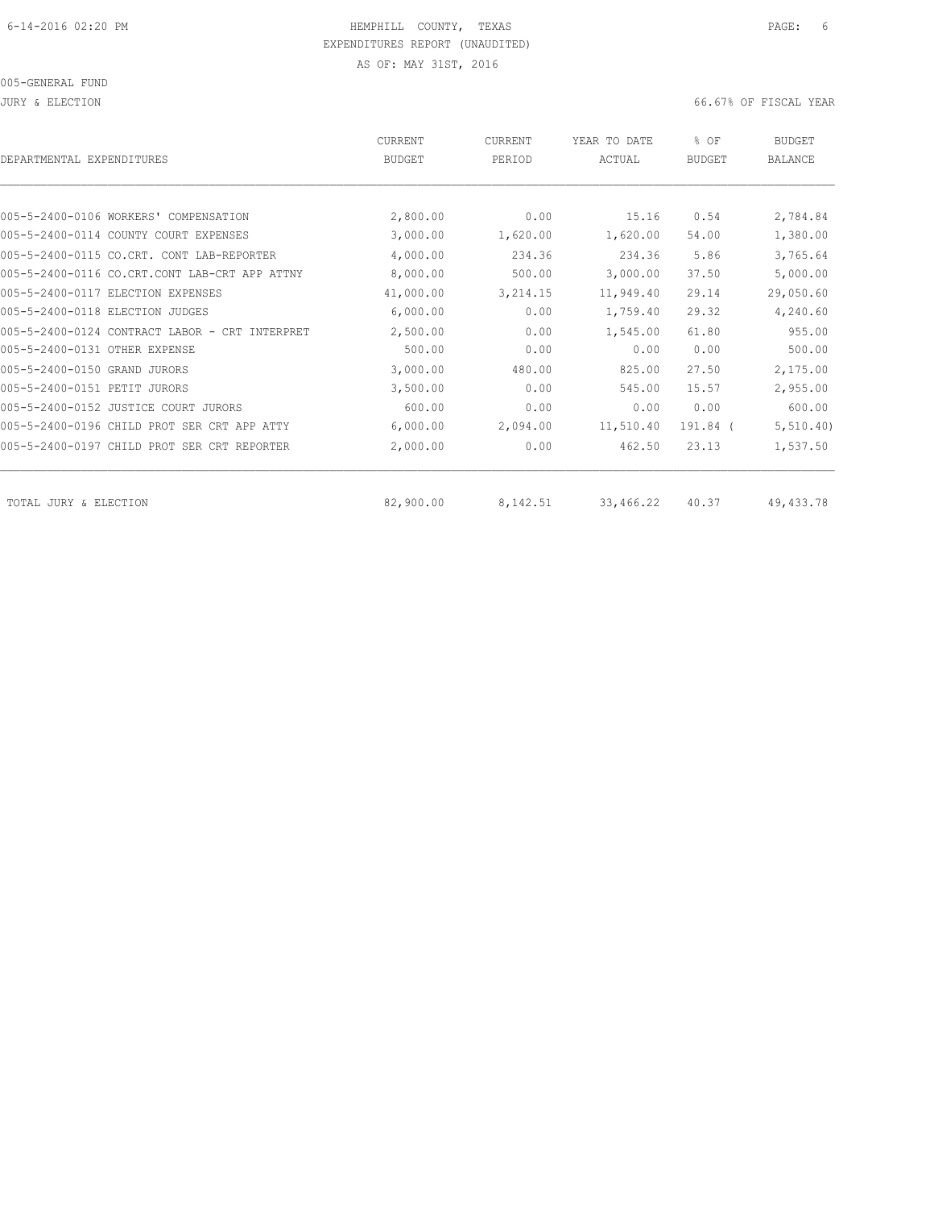6-14-2016 02:20 PM HEMPHILL COUNTY, TEXAS

EXPENDITURES REPORT (UNAUDITED)

AS OF: MAY 31ST, 2016

005-GENERAL FUND

JURY & ELECTION 66.67% OF FISCAL YEAR

| DEPARTMENTAL EXPENDITURES | CURRENT BUDGET | CURRENT PERIOD | YEAR TO DATE ACTUAL | % OF BUDGET | BUDGET BALANCE |
|---|---|---|---|---|---|
| 005-5-2400-0106 WORKERS' COMPENSATION | 2,800.00 | 0.00 | 15.16 | 0.54 | 2,784.84 |
| 005-5-2400-0114 COUNTY COURT EXPENSES | 3,000.00 | 1,620.00 | 1,620.00 | 54.00 | 1,380.00 |
| 005-5-2400-0115 CO.CRT. CONT LAB-REPORTER | 4,000.00 | 234.36 | 234.36 | 5.86 | 3,765.64 |
| 005-5-2400-0116 CO.CRT.CONT LAB-CRT APP ATTNY | 8,000.00 | 500.00 | 3,000.00 | 37.50 | 5,000.00 |
| 005-5-2400-0117 ELECTION EXPENSES | 41,000.00 | 3,214.15 | 11,949.40 | 29.14 | 29,050.60 |
| 005-5-2400-0118 ELECTION JUDGES | 6,000.00 | 0.00 | 1,759.40 | 29.32 | 4,240.60 |
| 005-5-2400-0124 CONTRACT LABOR - CRT INTERPRET | 2,500.00 | 0.00 | 1,545.00 | 61.80 | 955.00 |
| 005-5-2400-0131 OTHER EXPENSE | 500.00 | 0.00 | 0.00 | 0.00 | 500.00 |
| 005-5-2400-0150 GRAND JURORS | 3,000.00 | 480.00 | 825.00 | 27.50 | 2,175.00 |
| 005-5-2400-0151 PETIT JURORS | 3,500.00 | 0.00 | 545.00 | 15.57 | 2,955.00 |
| 005-5-2400-0152 JUSTICE COURT JURORS | 600.00 | 0.00 | 0.00 | 0.00 | 600.00 |
| 005-5-2400-0196 CHILD PROT SER CRT APP ATTY | 6,000.00 | 2,094.00 | 11,510.40 | 191.84 | ( 5,510.40) |
| 005-5-2400-0197 CHILD PROT SER CRT REPORTER | 2,000.00 | 0.00 | 462.50 | 23.13 | 1,537.50 |
| TOTAL JURY & ELECTION | 82,900.00 | 8,142.51 | 33,466.22 | 40.37 | 49,433.78 |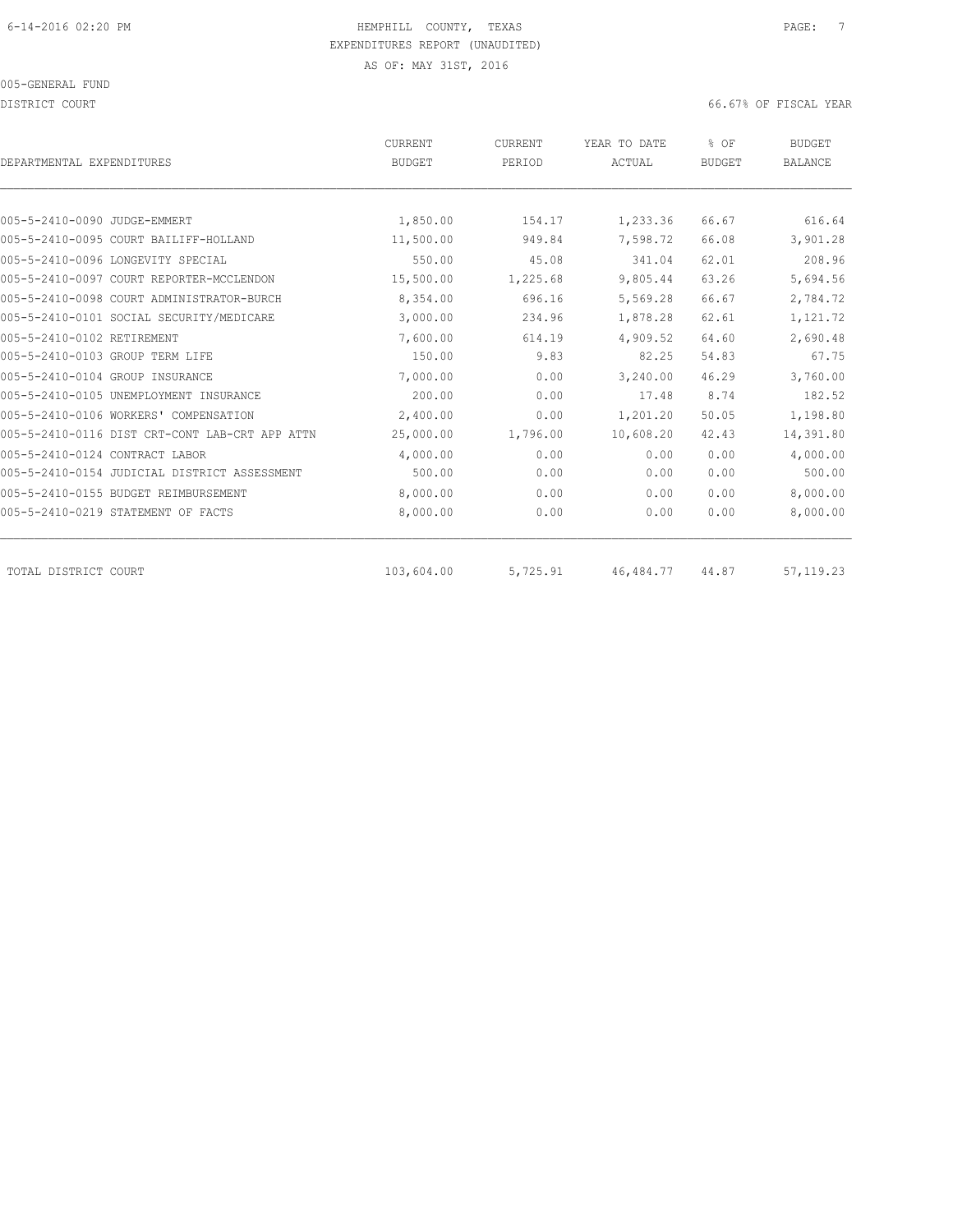6-14-2016 02:20 PM

HEMPHILL COUNTY, TEXAS

EXPENDITURES REPORT (UNAUDITED)

AS OF: MAY 31ST, 2016

005-GENERAL FUND

DISTRICT COURT

66.67% OF FISCAL YEAR

| DEPARTMENTAL EXPENDITURES | CURRENT BUDGET | CURRENT PERIOD | YEAR TO DATE ACTUAL | % OF BUDGET | BUDGET BALANCE |
|---|---|---|---|---|---|
| 005-5-2410-0090 JUDGE-EMMERT | 1,850.00 | 154.17 | 1,233.36 | 66.67 | 616.64 |
| 005-5-2410-0095 COURT BAILIFF-HOLLAND | 11,500.00 | 949.84 | 7,598.72 | 66.08 | 3,901.28 |
| 005-5-2410-0096 LONGEVITY SPECIAL | 550.00 | 45.08 | 341.04 | 62.01 | 208.96 |
| 005-5-2410-0097 COURT REPORTER-MCCLENDON | 15,500.00 | 1,225.68 | 9,805.44 | 63.26 | 5,694.56 |
| 005-5-2410-0098 COURT ADMINISTRATOR-BURCH | 8,354.00 | 696.16 | 5,569.28 | 66.67 | 2,784.72 |
| 005-5-2410-0101 SOCIAL SECURITY/MEDICARE | 3,000.00 | 234.96 | 1,878.28 | 62.61 | 1,121.72 |
| 005-5-2410-0102 RETIREMENT | 7,600.00 | 614.19 | 4,909.52 | 64.60 | 2,690.48 |
| 005-5-2410-0103 GROUP TERM LIFE | 150.00 | 9.83 | 82.25 | 54.83 | 67.75 |
| 005-5-2410-0104 GROUP INSURANCE | 7,000.00 | 0.00 | 3,240.00 | 46.29 | 3,760.00 |
| 005-5-2410-0105 UNEMPLOYMENT INSURANCE | 200.00 | 0.00 | 17.48 | 8.74 | 182.52 |
| 005-5-2410-0106 WORKERS' COMPENSATION | 2,400.00 | 0.00 | 1,201.20 | 50.05 | 1,198.80 |
| 005-5-2410-0116 DIST CRT-CONT LAB-CRT APP ATTN | 25,000.00 | 1,796.00 | 10,608.20 | 42.43 | 14,391.80 |
| 005-5-2410-0124 CONTRACT LABOR | 4,000.00 | 0.00 | 0.00 | 0.00 | 4,000.00 |
| 005-5-2410-0154 JUDICIAL DISTRICT ASSESSMENT | 500.00 | 0.00 | 0.00 | 0.00 | 500.00 |
| 005-5-2410-0155 BUDGET REIMBURSEMENT | 8,000.00 | 0.00 | 0.00 | 0.00 | 8,000.00 |
| 005-5-2410-0219 STATEMENT OF FACTS | 8,000.00 | 0.00 | 0.00 | 0.00 | 8,000.00 |
| TOTAL DISTRICT COURT | 103,604.00 | 5,725.91 | 46,484.77 | 44.87 | 57,119.23 |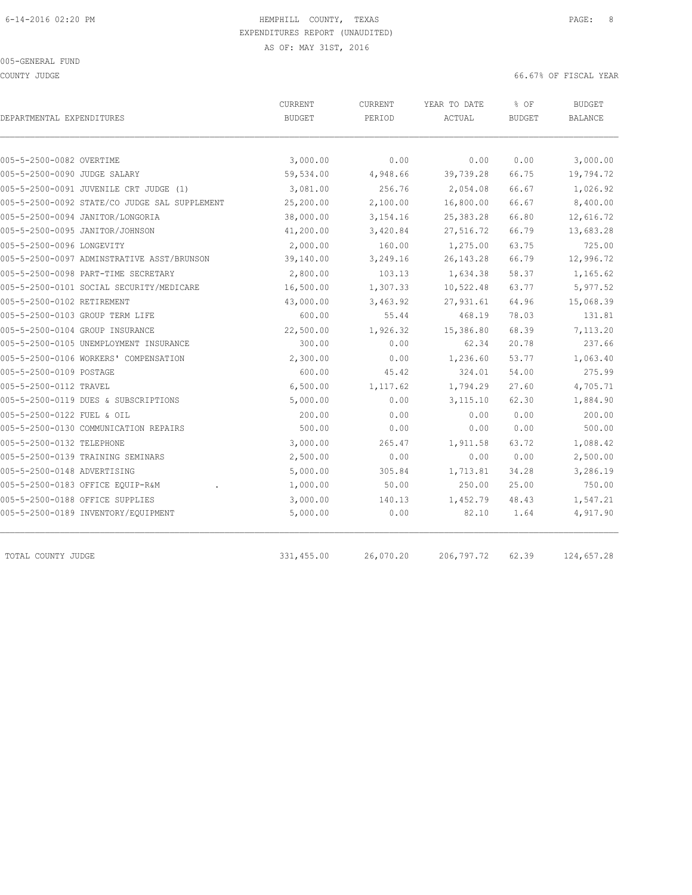6-14-2016 02:20 PM HEMPHILL COUNTY, TEXAS

EXPENDITURES REPORT (UNAUDITED)

AS OF: MAY 31ST, 2016

005-GENERAL FUND

COUNTY JUDGE 66.67% OF FISCAL YEAR

| DEPARTMENTAL EXPENDITURES | CURRENT BUDGET | CURRENT PERIOD | YEAR TO DATE ACTUAL | % OF BUDGET | BUDGET BALANCE |
|---|---|---|---|---|---|
| 005-5-2500-0082 OVERTIME | 3,000.00 | 0.00 | 0.00 | 0.00 | 3,000.00 |
| 005-5-2500-0090 JUDGE SALARY | 59,534.00 | 4,948.66 | 39,739.28 | 66.75 | 19,794.72 |
| 005-5-2500-0091 JUVENILE CRT JUDGE (1) | 3,081.00 | 256.76 | 2,054.08 | 66.67 | 1,026.92 |
| 005-5-2500-0092 STATE/CO JUDGE SAL SUPPLEMENT | 25,200.00 | 2,100.00 | 16,800.00 | 66.67 | 8,400.00 |
| 005-5-2500-0094 JANITOR/LONGORIA | 38,000.00 | 3,154.16 | 25,383.28 | 66.80 | 12,616.72 |
| 005-5-2500-0095 JANITOR/JOHNSON | 41,200.00 | 3,420.84 | 27,516.72 | 66.79 | 13,683.28 |
| 005-5-2500-0096 LONGEVITY | 2,000.00 | 160.00 | 1,275.00 | 63.75 | 725.00 |
| 005-5-2500-0097 ADMINSTRATIVE ASST/BRUNSON | 39,140.00 | 3,249.16 | 26,143.28 | 66.79 | 12,996.72 |
| 005-5-2500-0098 PART-TIME SECRETARY | 2,800.00 | 103.13 | 1,634.38 | 58.37 | 1,165.62 |
| 005-5-2500-0101 SOCIAL SECURITY/MEDICARE | 16,500.00 | 1,307.33 | 10,522.48 | 63.77 | 5,977.52 |
| 005-5-2500-0102 RETIREMENT | 43,000.00 | 3,463.92 | 27,931.61 | 64.96 | 15,068.39 |
| 005-5-2500-0103 GROUP TERM LIFE | 600.00 | 55.44 | 468.19 | 78.03 | 131.81 |
| 005-5-2500-0104 GROUP INSURANCE | 22,500.00 | 1,926.32 | 15,386.80 | 68.39 | 7,113.20 |
| 005-5-2500-0105 UNEMPLOYMENT INSURANCE | 300.00 | 0.00 | 62.34 | 20.78 | 237.66 |
| 005-5-2500-0106 WORKERS' COMPENSATION | 2,300.00 | 0.00 | 1,236.60 | 53.77 | 1,063.40 |
| 005-5-2500-0109 POSTAGE | 600.00 | 45.42 | 324.01 | 54.00 | 275.99 |
| 005-5-2500-0112 TRAVEL | 6,500.00 | 1,117.62 | 1,794.29 | 27.60 | 4,705.71 |
| 005-5-2500-0119 DUES & SUBSCRIPTIONS | 5,000.00 | 0.00 | 3,115.10 | 62.30 | 1,884.90 |
| 005-5-2500-0122 FUEL & OIL | 200.00 | 0.00 | 0.00 | 0.00 | 200.00 |
| 005-5-2500-0130 COMMUNICATION REPAIRS | 500.00 | 0.00 | 0.00 | 0.00 | 500.00 |
| 005-5-2500-0132 TELEPHONE | 3,000.00 | 265.47 | 1,911.58 | 63.72 | 1,088.42 |
| 005-5-2500-0139 TRAINING SEMINARS | 2,500.00 | 0.00 | 0.00 | 0.00 | 2,500.00 |
| 005-5-2500-0148 ADVERTISING | 5,000.00 | 305.84 | 1,713.81 | 34.28 | 3,286.19 |
| 005-5-2500-0183 OFFICE EQUIP-R&M . | 1,000.00 | 50.00 | 250.00 | 25.00 | 750.00 |
| 005-5-2500-0188 OFFICE SUPPLIES | 3,000.00 | 140.13 | 1,452.79 | 48.43 | 1,547.21 |
| 005-5-2500-0189 INVENTORY/EQUIPMENT | 5,000.00 | 0.00 | 82.10 | 1.64 | 4,917.90 |
| TOTAL COUNTY JUDGE | 331,455.00 | 26,070.20 | 206,797.72 | 62.39 | 124,657.28 |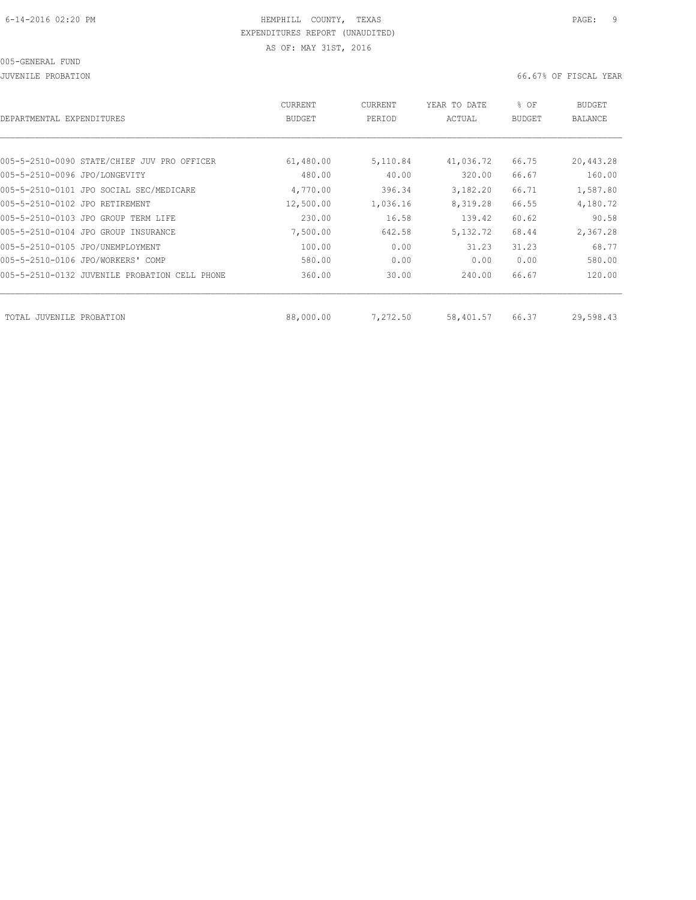HEMPHILL COUNTY, TEXAS
EXPENDITURES REPORT (UNAUDITED)
AS OF: MAY 31ST, 2016

005-GENERAL FUND

JUVENILE PROBATION

66.67% OF FISCAL YEAR

| DEPARTMENTAL EXPENDITURES | CURRENT BUDGET | CURRENT PERIOD | YEAR TO DATE ACTUAL | % OF BUDGET | BUDGET BALANCE |
|---|---|---|---|---|---|
| 005-5-2510-0090 STATE/CHIEF JUV PRO OFFICER | 61,480.00 | 5,110.84 | 41,036.72 | 66.75 | 20,443.28 |
| 005-5-2510-0096 JPO/LONGEVITY | 480.00 | 40.00 | 320.00 | 66.67 | 160.00 |
| 005-5-2510-0101 JPO SOCIAL SEC/MEDICARE | 4,770.00 | 396.34 | 3,182.20 | 66.71 | 1,587.80 |
| 005-5-2510-0102 JPO RETIREMENT | 12,500.00 | 1,036.16 | 8,319.28 | 66.55 | 4,180.72 |
| 005-5-2510-0103 JPO GROUP TERM LIFE | 230.00 | 16.58 | 139.42 | 60.62 | 90.58 |
| 005-5-2510-0104 JPO GROUP INSURANCE | 7,500.00 | 642.58 | 5,132.72 | 68.44 | 2,367.28 |
| 005-5-2510-0105 JPO/UNEMPLOYMENT | 100.00 | 0.00 | 31.23 | 31.23 | 68.77 |
| 005-5-2510-0106 JPO/WORKERS' COMP | 580.00 | 0.00 | 0.00 | 0.00 | 580.00 |
| 005-5-2510-0132 JUVENILE PROBATION CELL PHONE | 360.00 | 30.00 | 240.00 | 66.67 | 120.00 |
| TOTAL JUVENILE PROBATION | 88,000.00 | 7,272.50 | 58,401.57 | 66.37 | 29,598.43 |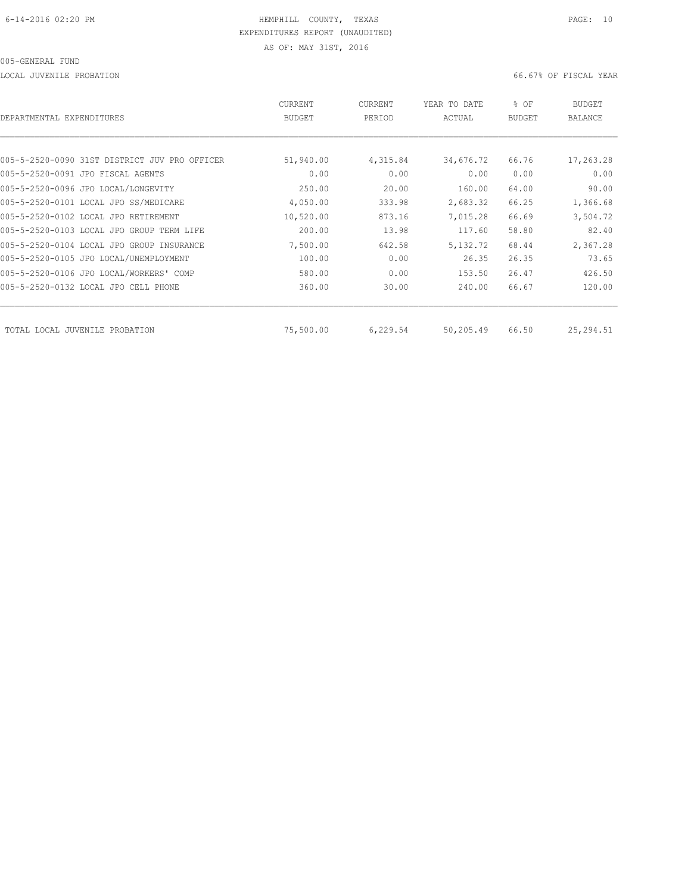HEMPHILL COUNTY, TEXAS

EXPENDITURES REPORT (UNAUDITED)

AS OF: MAY 31ST, 2016

005-GENERAL FUND

LOCAL JUVENILE PROBATION

66.67% OF FISCAL YEAR

| DEPARTMENTAL EXPENDITURES | CURRENT BUDGET | CURRENT PERIOD | YEAR TO DATE ACTUAL | % OF BUDGET | BUDGET BALANCE |
|---|---|---|---|---|---|
| 005-5-2520-0090 31ST DISTRICT JUV PRO OFFICER | 51,940.00 | 4,315.84 | 34,676.72 | 66.76 | 17,263.28 |
| 005-5-2520-0091 JPO FISCAL AGENTS | 0.00 | 0.00 | 0.00 | 0.00 | 0.00 |
| 005-5-2520-0096 JPO LOCAL/LONGEVITY | 250.00 | 20.00 | 160.00 | 64.00 | 90.00 |
| 005-5-2520-0101 LOCAL JPO SS/MEDICARE | 4,050.00 | 333.98 | 2,683.32 | 66.25 | 1,366.68 |
| 005-5-2520-0102 LOCAL JPO RETIREMENT | 10,520.00 | 873.16 | 7,015.28 | 66.69 | 3,504.72 |
| 005-5-2520-0103 LOCAL JPO GROUP TERM LIFE | 200.00 | 13.98 | 117.60 | 58.80 | 82.40 |
| 005-5-2520-0104 LOCAL JPO GROUP INSURANCE | 7,500.00 | 642.58 | 5,132.72 | 68.44 | 2,367.28 |
| 005-5-2520-0105 JPO LOCAL/UNEMPLOYMENT | 100.00 | 0.00 | 26.35 | 26.35 | 73.65 |
| 005-5-2520-0106 JPO LOCAL/WORKERS' COMP | 580.00 | 0.00 | 153.50 | 26.47 | 426.50 |
| 005-5-2520-0132 LOCAL JPO CELL PHONE | 360.00 | 30.00 | 240.00 | 66.67 | 120.00 |
| TOTAL LOCAL JUVENILE PROBATION | 75,500.00 | 6,229.54 | 50,205.49 | 66.50 | 25,294.51 |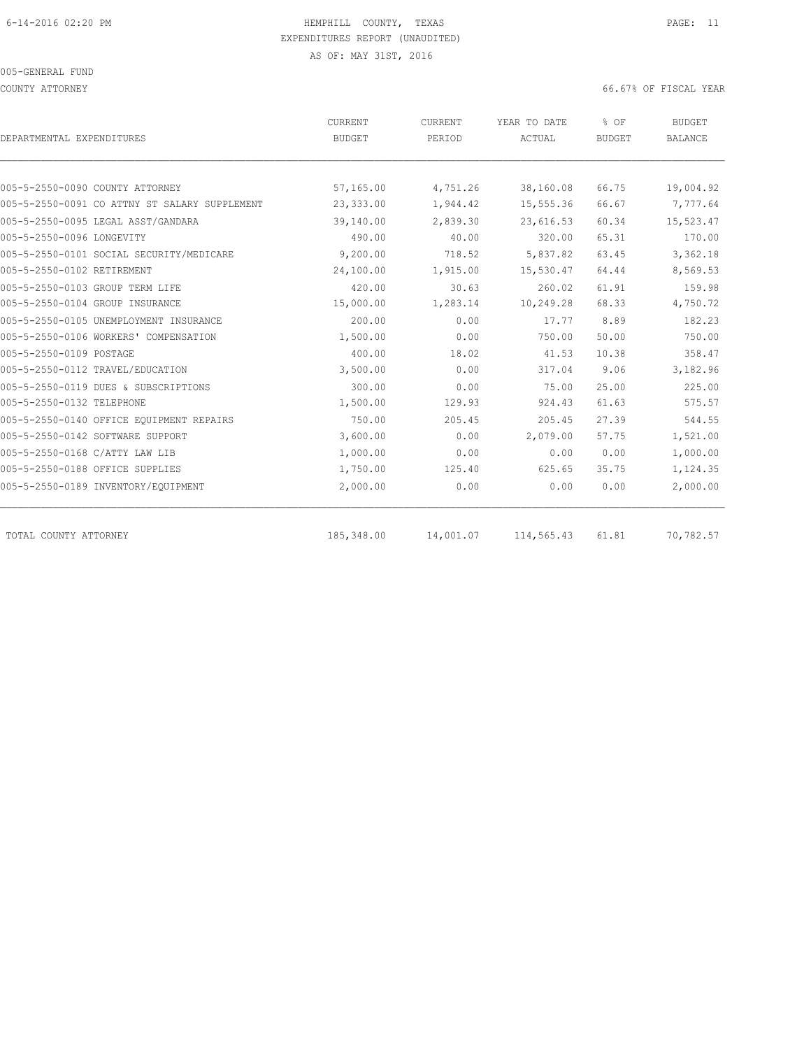HEMPHILL COUNTY, TEXAS
EXPENDITURES REPORT (UNAUDITED)
AS OF: MAY 31ST, 2016

005-GENERAL FUND

COUNTY ATTORNEY

66.67% OF FISCAL YEAR

| DEPARTMENTAL EXPENDITURES | CURRENT BUDGET | CURRENT PERIOD | YEAR TO DATE ACTUAL | % OF BUDGET | BUDGET BALANCE |
|---|---|---|---|---|---|
| 005-5-2550-0090 COUNTY ATTORNEY | 57,165.00 | 4,751.26 | 38,160.08 | 66.75 | 19,004.92 |
| 005-5-2550-0091 CO ATTNY ST SALARY SUPPLEMENT | 23,333.00 | 1,944.42 | 15,555.36 | 66.67 | 7,777.64 |
| 005-5-2550-0095 LEGAL ASST/GANDARA | 39,140.00 | 2,839.30 | 23,616.53 | 60.34 | 15,523.47 |
| 005-5-2550-0096 LONGEVITY | 490.00 | 40.00 | 320.00 | 65.31 | 170.00 |
| 005-5-2550-0101 SOCIAL SECURITY/MEDICARE | 9,200.00 | 718.52 | 5,837.82 | 63.45 | 3,362.18 |
| 005-5-2550-0102 RETIREMENT | 24,100.00 | 1,915.00 | 15,530.47 | 64.44 | 8,569.53 |
| 005-5-2550-0103 GROUP TERM LIFE | 420.00 | 30.63 | 260.02 | 61.91 | 159.98 |
| 005-5-2550-0104 GROUP INSURANCE | 15,000.00 | 1,283.14 | 10,249.28 | 68.33 | 4,750.72 |
| 005-5-2550-0105 UNEMPLOYMENT INSURANCE | 200.00 | 0.00 | 17.77 | 8.89 | 182.23 |
| 005-5-2550-0106 WORKERS' COMPENSATION | 1,500.00 | 0.00 | 750.00 | 50.00 | 750.00 |
| 005-5-2550-0109 POSTAGE | 400.00 | 18.02 | 41.53 | 10.38 | 358.47 |
| 005-5-2550-0112 TRAVEL/EDUCATION | 3,500.00 | 0.00 | 317.04 | 9.06 | 3,182.96 |
| 005-5-2550-0119 DUES & SUBSCRIPTIONS | 300.00 | 0.00 | 75.00 | 25.00 | 225.00 |
| 005-5-2550-0132 TELEPHONE | 1,500.00 | 129.93 | 924.43 | 61.63 | 575.57 |
| 005-5-2550-0140 OFFICE EQUIPMENT REPAIRS | 750.00 | 205.45 | 205.45 | 27.39 | 544.55 |
| 005-5-2550-0142 SOFTWARE SUPPORT | 3,600.00 | 0.00 | 2,079.00 | 57.75 | 1,521.00 |
| 005-5-2550-0168 C/ATTY LAW LIB | 1,000.00 | 0.00 | 0.00 | 0.00 | 1,000.00 |
| 005-5-2550-0188 OFFICE SUPPLIES | 1,750.00 | 125.40 | 625.65 | 35.75 | 1,124.35 |
| 005-5-2550-0189 INVENTORY/EQUIPMENT | 2,000.00 | 0.00 | 0.00 | 0.00 | 2,000.00 |
| TOTAL COUNTY ATTORNEY | 185,348.00 | 14,001.07 | 114,565.43 | 61.81 | 70,782.57 |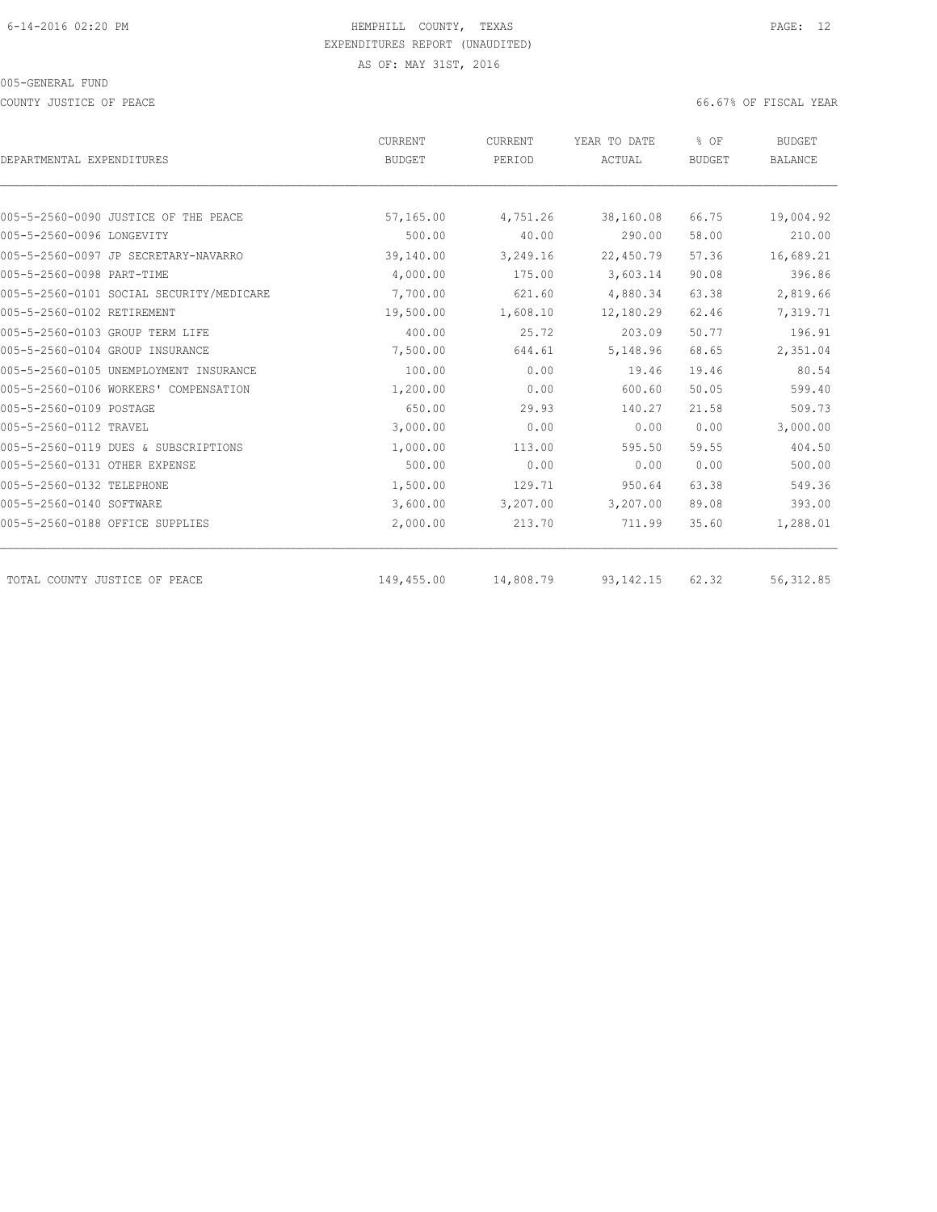HEMPHILL COUNTY, TEXAS
EXPENDITURES REPORT (UNAUDITED)
AS OF: MAY 31ST, 2016

005-GENERAL FUND

COUNTY JUSTICE OF PEACE

66.67% OF FISCAL YEAR

| DEPARTMENTAL EXPENDITURES | CURRENT BUDGET | CURRENT PERIOD | YEAR TO DATE ACTUAL | % OF BUDGET | BUDGET BALANCE |
|---|---|---|---|---|---|
| 005-5-2560-0090 JUSTICE OF THE PEACE | 57,165.00 | 4,751.26 | 38,160.08 | 66.75 | 19,004.92 |
| 005-5-2560-0096 LONGEVITY | 500.00 | 40.00 | 290.00 | 58.00 | 210.00 |
| 005-5-2560-0097 JP SECRETARY-NAVARRO | 39,140.00 | 3,249.16 | 22,450.79 | 57.36 | 16,689.21 |
| 005-5-2560-0098 PART-TIME | 4,000.00 | 175.00 | 3,603.14 | 90.08 | 396.86 |
| 005-5-2560-0101 SOCIAL SECURITY/MEDICARE | 7,700.00 | 621.60 | 4,880.34 | 63.38 | 2,819.66 |
| 005-5-2560-0102 RETIREMENT | 19,500.00 | 1,608.10 | 12,180.29 | 62.46 | 7,319.71 |
| 005-5-2560-0103 GROUP TERM LIFE | 400.00 | 25.72 | 203.09 | 50.77 | 196.91 |
| 005-5-2560-0104 GROUP INSURANCE | 7,500.00 | 644.61 | 5,148.96 | 68.65 | 2,351.04 |
| 005-5-2560-0105 UNEMPLOYMENT INSURANCE | 100.00 | 0.00 | 19.46 | 19.46 | 80.54 |
| 005-5-2560-0106 WORKERS' COMPENSATION | 1,200.00 | 0.00 | 600.60 | 50.05 | 599.40 |
| 005-5-2560-0109 POSTAGE | 650.00 | 29.93 | 140.27 | 21.58 | 509.73 |
| 005-5-2560-0112 TRAVEL | 3,000.00 | 0.00 | 0.00 | 0.00 | 3,000.00 |
| 005-5-2560-0119 DUES & SUBSCRIPTIONS | 1,000.00 | 113.00 | 595.50 | 59.55 | 404.50 |
| 005-5-2560-0131 OTHER EXPENSE | 500.00 | 0.00 | 0.00 | 0.00 | 500.00 |
| 005-5-2560-0132 TELEPHONE | 1,500.00 | 129.71 | 950.64 | 63.38 | 549.36 |
| 005-5-2560-0140 SOFTWARE | 3,600.00 | 3,207.00 | 3,207.00 | 89.08 | 393.00 |
| 005-5-2560-0188 OFFICE SUPPLIES | 2,000.00 | 213.70 | 711.99 | 35.60 | 1,288.01 |
| TOTAL COUNTY JUSTICE OF PEACE | 149,455.00 | 14,808.79 | 93,142.15 | 62.32 | 56,312.85 |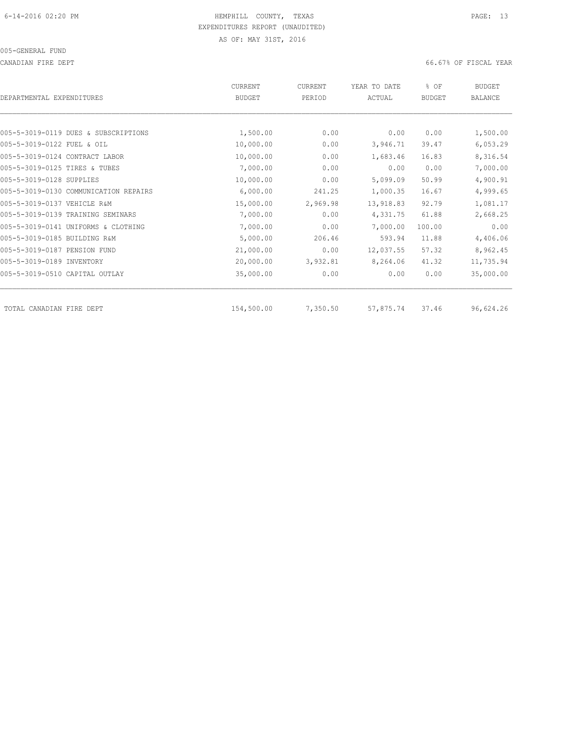HEMPHILL COUNTY, TEXAS
EXPENDITURES REPORT (UNAUDITED)
AS OF: MAY 31ST, 2016

005-GENERAL FUND

CANADIAN FIRE DEPT — 66.67% OF FISCAL YEAR

| DEPARTMENTAL EXPENDITURES | CURRENT BUDGET | CURRENT PERIOD | YEAR TO DATE ACTUAL | % OF BUDGET | BUDGET BALANCE |
|---|---|---|---|---|---|
| 005-5-3019-0119 DUES & SUBSCRIPTIONS | 1,500.00 | 0.00 | 0.00 | 0.00 | 1,500.00 |
| 005-5-3019-0122 FUEL & OIL | 10,000.00 | 0.00 | 3,946.71 | 39.47 | 6,053.29 |
| 005-5-3019-0124 CONTRACT LABOR | 10,000.00 | 0.00 | 1,683.46 | 16.83 | 8,316.54 |
| 005-5-3019-0125 TIRES & TUBES | 7,000.00 | 0.00 | 0.00 | 0.00 | 7,000.00 |
| 005-5-3019-0128 SUPPLIES | 10,000.00 | 0.00 | 5,099.09 | 50.99 | 4,900.91 |
| 005-5-3019-0130 COMMUNICATION REPAIRS | 6,000.00 | 241.25 | 1,000.35 | 16.67 | 4,999.65 |
| 005-5-3019-0137 VEHICLE R&M | 15,000.00 | 2,969.98 | 13,918.83 | 92.79 | 1,081.17 |
| 005-5-3019-0139 TRAINING SEMINARS | 7,000.00 | 0.00 | 4,331.75 | 61.88 | 2,668.25 |
| 005-5-3019-0141 UNIFORMS & CLOTHING | 7,000.00 | 0.00 | 7,000.00 | 100.00 | 0.00 |
| 005-5-3019-0185 BUILDING R&M | 5,000.00 | 206.46 | 593.94 | 11.88 | 4,406.06 |
| 005-5-3019-0187 PENSION FUND | 21,000.00 | 0.00 | 12,037.55 | 57.32 | 8,962.45 |
| 005-5-3019-0189 INVENTORY | 20,000.00 | 3,932.81 | 8,264.06 | 41.32 | 11,735.94 |
| 005-5-3019-0510 CAPITAL OUTLAY | 35,000.00 | 0.00 | 0.00 | 0.00 | 35,000.00 |
| TOTAL CANADIAN FIRE DEPT | 154,500.00 | 7,350.50 | 57,875.74 | 37.46 | 96,624.26 |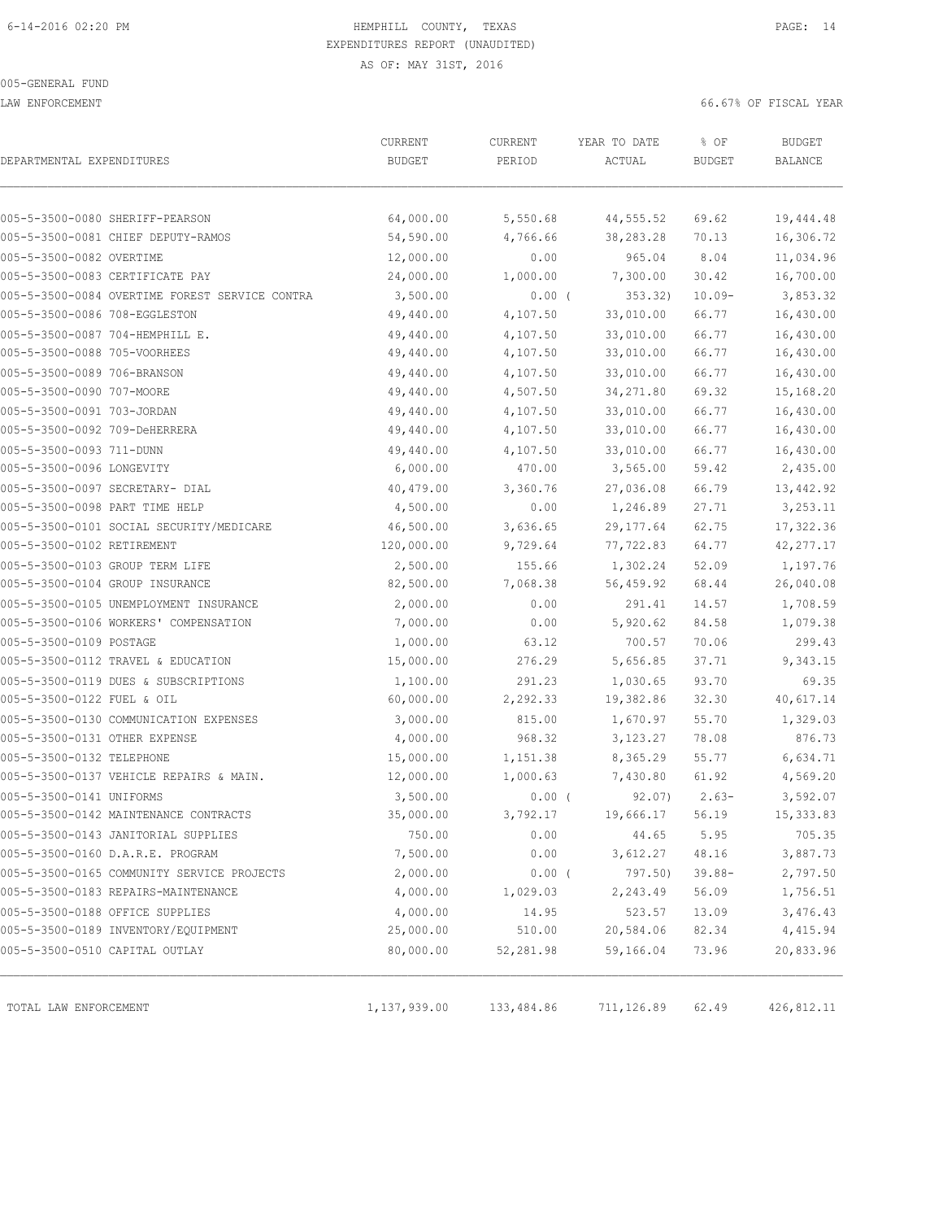HEMPHILL COUNTY, TEXAS
EXPENDITURES REPORT (UNAUDITED)
AS OF: MAY 31ST, 2016

005-GENERAL FUND

LAW ENFORCEMENT — 66.67% OF FISCAL YEAR

| DEPARTMENTAL EXPENDITURES | CURRENT BUDGET | CURRENT PERIOD | YEAR TO DATE ACTUAL | % OF BUDGET | BUDGET BALANCE |
|---|---|---|---|---|---|
| 005-5-3500-0080 SHERIFF-PEARSON | 64,000.00 | 5,550.68 | 44,555.52 | 69.62 | 19,444.48 |
| 005-5-3500-0081 CHIEF DEPUTY-RAMOS | 54,590.00 | 4,766.66 | 38,283.28 | 70.13 | 16,306.72 |
| 005-5-3500-0082 OVERTIME | 12,000.00 | 0.00 | 965.04 | 8.04 | 11,034.96 |
| 005-5-3500-0083 CERTIFICATE PAY | 24,000.00 | 1,000.00 | 7,300.00 | 30.42 | 16,700.00 |
| 005-5-3500-0084 OVERTIME FOREST SERVICE CONTRA | 3,500.00 | 0.00 | ( 353.32) | 10.09- | 3,853.32 |
| 005-5-3500-0086 708-EGGLESTON | 49,440.00 | 4,107.50 | 33,010.00 | 66.77 | 16,430.00 |
| 005-5-3500-0087 704-HEMPHILL E. | 49,440.00 | 4,107.50 | 33,010.00 | 66.77 | 16,430.00 |
| 005-5-3500-0088 705-VOORHEES | 49,440.00 | 4,107.50 | 33,010.00 | 66.77 | 16,430.00 |
| 005-5-3500-0089 706-BRANSON | 49,440.00 | 4,107.50 | 33,010.00 | 66.77 | 16,430.00 |
| 005-5-3500-0090 707-MOORE | 49,440.00 | 4,507.50 | 34,271.80 | 69.32 | 15,168.20 |
| 005-5-3500-0091 703-JORDAN | 49,440.00 | 4,107.50 | 33,010.00 | 66.77 | 16,430.00 |
| 005-5-3500-0092 709-DeHERRERA | 49,440.00 | 4,107.50 | 33,010.00 | 66.77 | 16,430.00 |
| 005-5-3500-0093 711-DUNN | 49,440.00 | 4,107.50 | 33,010.00 | 66.77 | 16,430.00 |
| 005-5-3500-0096 LONGEVITY | 6,000.00 | 470.00 | 3,565.00 | 59.42 | 2,435.00 |
| 005-5-3500-0097 SECRETARY- DIAL | 40,479.00 | 3,360.76 | 27,036.08 | 66.79 | 13,442.92 |
| 005-5-3500-0098 PART TIME HELP | 4,500.00 | 0.00 | 1,246.89 | 27.71 | 3,253.11 |
| 005-5-3500-0101 SOCIAL SECURITY/MEDICARE | 46,500.00 | 3,636.65 | 29,177.64 | 62.75 | 17,322.36 |
| 005-5-3500-0102 RETIREMENT | 120,000.00 | 9,729.64 | 77,722.83 | 64.77 | 42,277.17 |
| 005-5-3500-0103 GROUP TERM LIFE | 2,500.00 | 155.66 | 1,302.24 | 52.09 | 1,197.76 |
| 005-5-3500-0104 GROUP INSURANCE | 82,500.00 | 7,068.38 | 56,459.92 | 68.44 | 26,040.08 |
| 005-5-3500-0105 UNEMPLOYMENT INSURANCE | 2,000.00 | 0.00 | 291.41 | 14.57 | 1,708.59 |
| 005-5-3500-0106 WORKERS' COMPENSATION | 7,000.00 | 0.00 | 5,920.62 | 84.58 | 1,079.38 |
| 005-5-3500-0109 POSTAGE | 1,000.00 | 63.12 | 700.57 | 70.06 | 299.43 |
| 005-5-3500-0112 TRAVEL & EDUCATION | 15,000.00 | 276.29 | 5,656.85 | 37.71 | 9,343.15 |
| 005-5-3500-0119 DUES & SUBSCRIPTIONS | 1,100.00 | 291.23 | 1,030.65 | 93.70 | 69.35 |
| 005-5-3500-0122 FUEL & OIL | 60,000.00 | 2,292.33 | 19,382.86 | 32.30 | 40,617.14 |
| 005-5-3500-0130 COMMUNICATION EXPENSES | 3,000.00 | 815.00 | 1,670.97 | 55.70 | 1,329.03 |
| 005-5-3500-0131 OTHER EXPENSE | 4,000.00 | 968.32 | 3,123.27 | 78.08 | 876.73 |
| 005-5-3500-0132 TELEPHONE | 15,000.00 | 1,151.38 | 8,365.29 | 55.77 | 6,634.71 |
| 005-5-3500-0137 VEHICLE REPAIRS & MAIN. | 12,000.00 | 1,000.63 | 7,430.80 | 61.92 | 4,569.20 |
| 005-5-3500-0141 UNIFORMS | 3,500.00 | 0.00 | ( 92.07) | 2.63- | 3,592.07 |
| 005-5-3500-0142 MAINTENANCE CONTRACTS | 35,000.00 | 3,792.17 | 19,666.17 | 56.19 | 15,333.83 |
| 005-5-3500-0143 JANITORIAL SUPPLIES | 750.00 | 0.00 | 44.65 | 5.95 | 705.35 |
| 005-5-3500-0160 D.A.R.E. PROGRAM | 7,500.00 | 0.00 | 3,612.27 | 48.16 | 3,887.73 |
| 005-5-3500-0165 COMMUNITY SERVICE PROJECTS | 2,000.00 | 0.00 | ( 797.50) | 39.88- | 2,797.50 |
| 005-5-3500-0183 REPAIRS-MAINTENANCE | 4,000.00 | 1,029.03 | 2,243.49 | 56.09 | 1,756.51 |
| 005-5-3500-0188 OFFICE SUPPLIES | 4,000.00 | 14.95 | 523.57 | 13.09 | 3,476.43 |
| 005-5-3500-0189 INVENTORY/EQUIPMENT | 25,000.00 | 510.00 | 20,584.06 | 82.34 | 4,415.94 |
| 005-5-3500-0510 CAPITAL OUTLAY | 80,000.00 | 52,281.98 | 59,166.04 | 73.96 | 20,833.96 |
| TOTAL LAW ENFORCEMENT | 1,137,939.00 | 133,484.86 | 711,126.89 | 62.49 | 426,812.11 |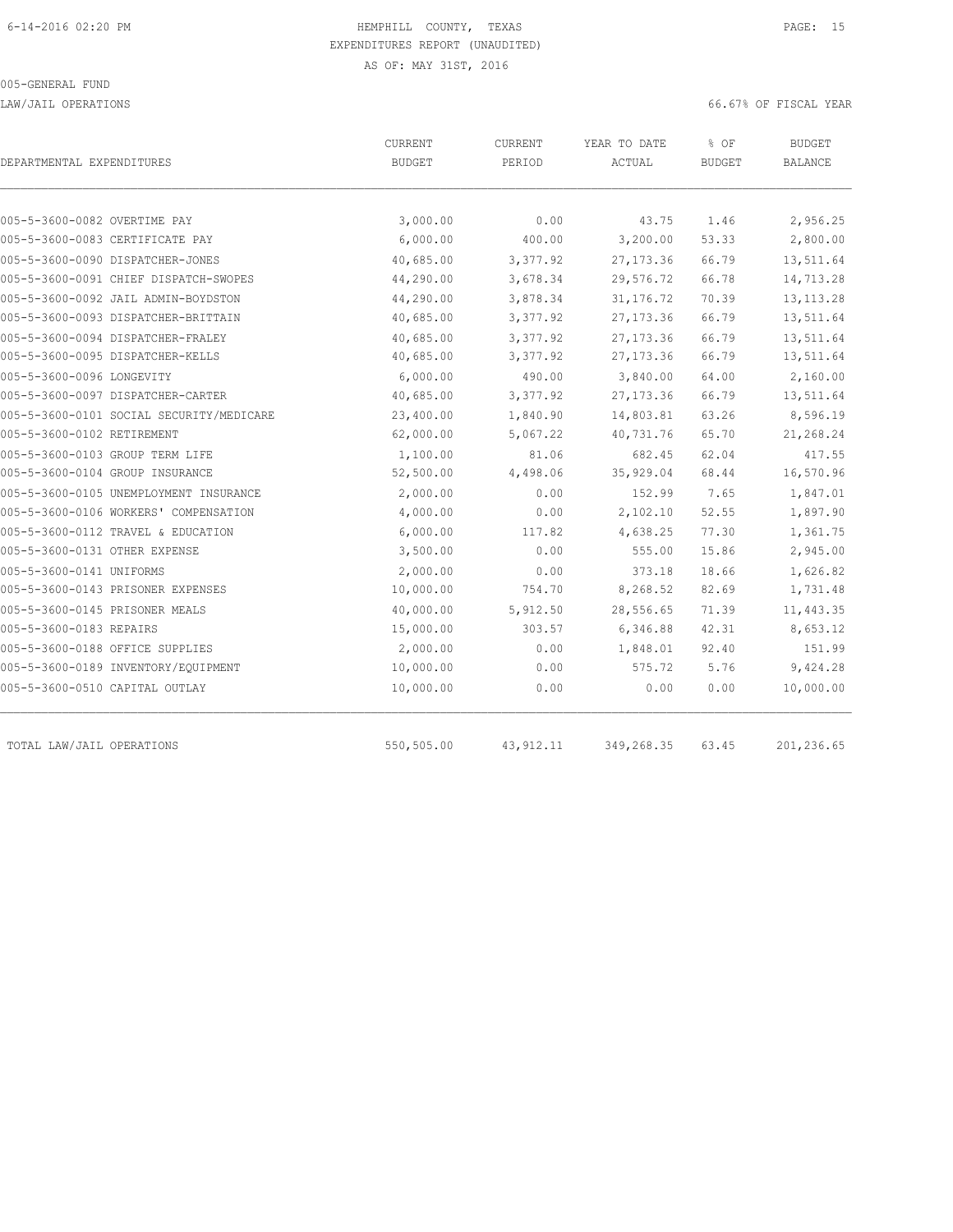HEMPHILL COUNTY, TEXAS
EXPENDITURES REPORT (UNAUDITED)
AS OF: MAY 31ST, 2016

005-GENERAL FUND

LAW/JAIL OPERATIONS

66.67% OF FISCAL YEAR

| DEPARTMENTAL EXPENDITURES | CURRENT BUDGET | CURRENT PERIOD | YEAR TO DATE ACTUAL | % OF BUDGET | BUDGET BALANCE |
|---|---|---|---|---|---|
| 005-5-3600-0082 OVERTIME PAY | 3,000.00 | 0.00 | 43.75 | 1.46 | 2,956.25 |
| 005-5-3600-0083 CERTIFICATE PAY | 6,000.00 | 400.00 | 3,200.00 | 53.33 | 2,800.00 |
| 005-5-3600-0090 DISPATCHER-JONES | 40,685.00 | 3,377.92 | 27,173.36 | 66.79 | 13,511.64 |
| 005-5-3600-0091 CHIEF DISPATCH-SWOPES | 44,290.00 | 3,678.34 | 29,576.72 | 66.78 | 14,713.28 |
| 005-5-3600-0092 JAIL ADMIN-BOYDSTON | 44,290.00 | 3,878.34 | 31,176.72 | 70.39 | 13,113.28 |
| 005-5-3600-0093 DISPATCHER-BRITTAIN | 40,685.00 | 3,377.92 | 27,173.36 | 66.79 | 13,511.64 |
| 005-5-3600-0094 DISPATCHER-FRALEY | 40,685.00 | 3,377.92 | 27,173.36 | 66.79 | 13,511.64 |
| 005-5-3600-0095 DISPATCHER-KELLS | 40,685.00 | 3,377.92 | 27,173.36 | 66.79 | 13,511.64 |
| 005-5-3600-0096 LONGEVITY | 6,000.00 | 490.00 | 3,840.00 | 64.00 | 2,160.00 |
| 005-5-3600-0097 DISPATCHER-CARTER | 40,685.00 | 3,377.92 | 27,173.36 | 66.79 | 13,511.64 |
| 005-5-3600-0101 SOCIAL SECURITY/MEDICARE | 23,400.00 | 1,840.90 | 14,803.81 | 63.26 | 8,596.19 |
| 005-5-3600-0102 RETIREMENT | 62,000.00 | 5,067.22 | 40,731.76 | 65.70 | 21,268.24 |
| 005-5-3600-0103 GROUP TERM LIFE | 1,100.00 | 81.06 | 682.45 | 62.04 | 417.55 |
| 005-5-3600-0104 GROUP INSURANCE | 52,500.00 | 4,498.06 | 35,929.04 | 68.44 | 16,570.96 |
| 005-5-3600-0105 UNEMPLOYMENT INSURANCE | 2,000.00 | 0.00 | 152.99 | 7.65 | 1,847.01 |
| 005-5-3600-0106 WORKERS' COMPENSATION | 4,000.00 | 0.00 | 2,102.10 | 52.55 | 1,897.90 |
| 005-5-3600-0112 TRAVEL & EDUCATION | 6,000.00 | 117.82 | 4,638.25 | 77.30 | 1,361.75 |
| 005-5-3600-0131 OTHER EXPENSE | 3,500.00 | 0.00 | 555.00 | 15.86 | 2,945.00 |
| 005-5-3600-0141 UNIFORMS | 2,000.00 | 0.00 | 373.18 | 18.66 | 1,626.82 |
| 005-5-3600-0143 PRISONER EXPENSES | 10,000.00 | 754.70 | 8,268.52 | 82.69 | 1,731.48 |
| 005-5-3600-0145 PRISONER MEALS | 40,000.00 | 5,912.50 | 28,556.65 | 71.39 | 11,443.35 |
| 005-5-3600-0183 REPAIRS | 15,000.00 | 303.57 | 6,346.88 | 42.31 | 8,653.12 |
| 005-5-3600-0188 OFFICE SUPPLIES | 2,000.00 | 0.00 | 1,848.01 | 92.40 | 151.99 |
| 005-5-3600-0189 INVENTORY/EQUIPMENT | 10,000.00 | 0.00 | 575.72 | 5.76 | 9,424.28 |
| 005-5-3600-0510 CAPITAL OUTLAY | 10,000.00 | 0.00 | 0.00 | 0.00 | 10,000.00 |
| TOTAL LAW/JAIL OPERATIONS | 550,505.00 | 43,912.11 | 349,268.35 | 63.45 | 201,236.65 |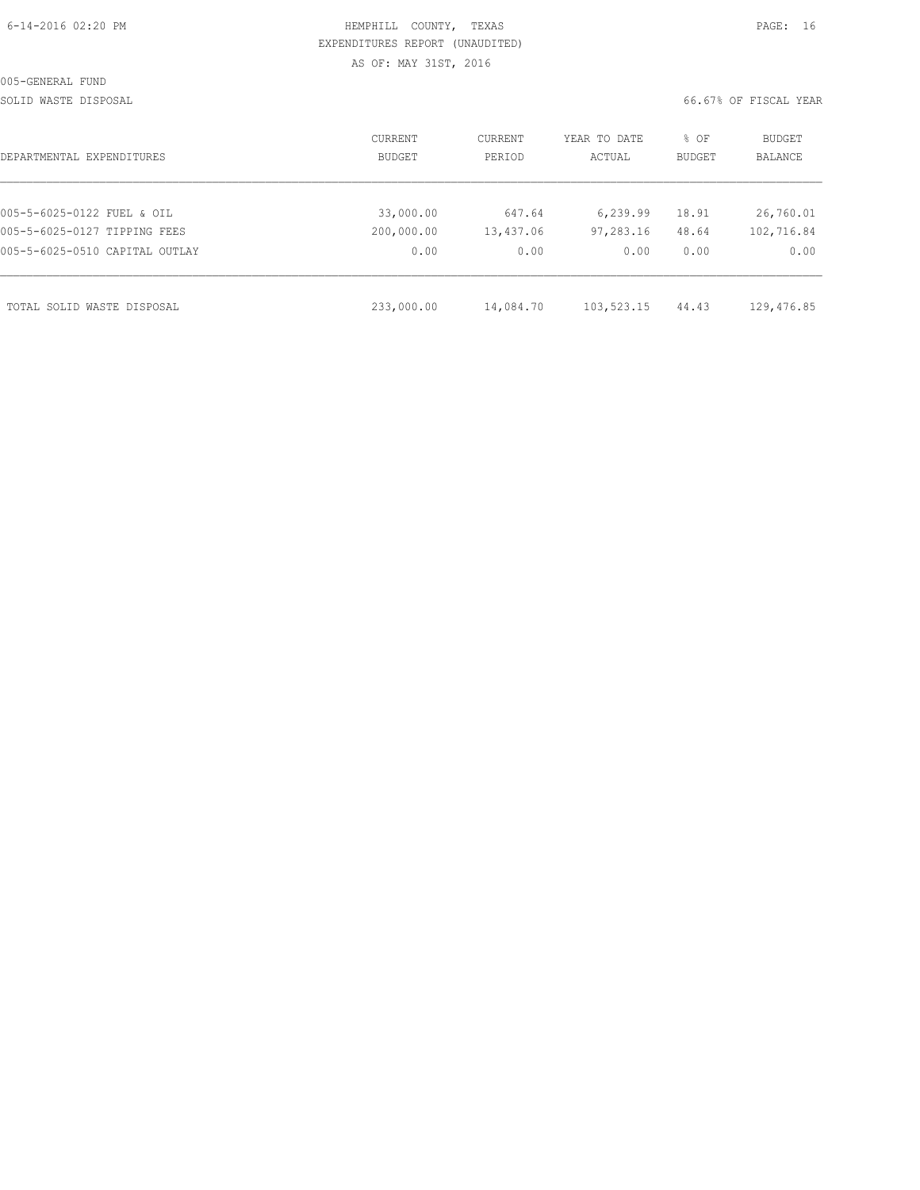HEMPHILL COUNTY, TEXAS
EXPENDITURES REPORT (UNAUDITED)
AS OF: MAY 31ST, 2016

005-GENERAL FUND

SOLID WASTE DISPOSAL

66.67% OF FISCAL YEAR

| DEPARTMENTAL EXPENDITURES | CURRENT BUDGET | CURRENT PERIOD | YEAR TO DATE ACTUAL | % OF BUDGET | BUDGET BALANCE |
|---|---|---|---|---|---|
| 005-5-6025-0122 FUEL & OIL | 33,000.00 | 647.64 | 6,239.99 | 18.91 | 26,760.01 |
| 005-5-6025-0127 TIPPING FEES | 200,000.00 | 13,437.06 | 97,283.16 | 48.64 | 102,716.84 |
| 005-5-6025-0510 CAPITAL OUTLAY | 0.00 | 0.00 | 0.00 | 0.00 | 0.00 |
| TOTAL SOLID WASTE DISPOSAL | 233,000.00 | 14,084.70 | 103,523.15 | 44.43 | 129,476.85 |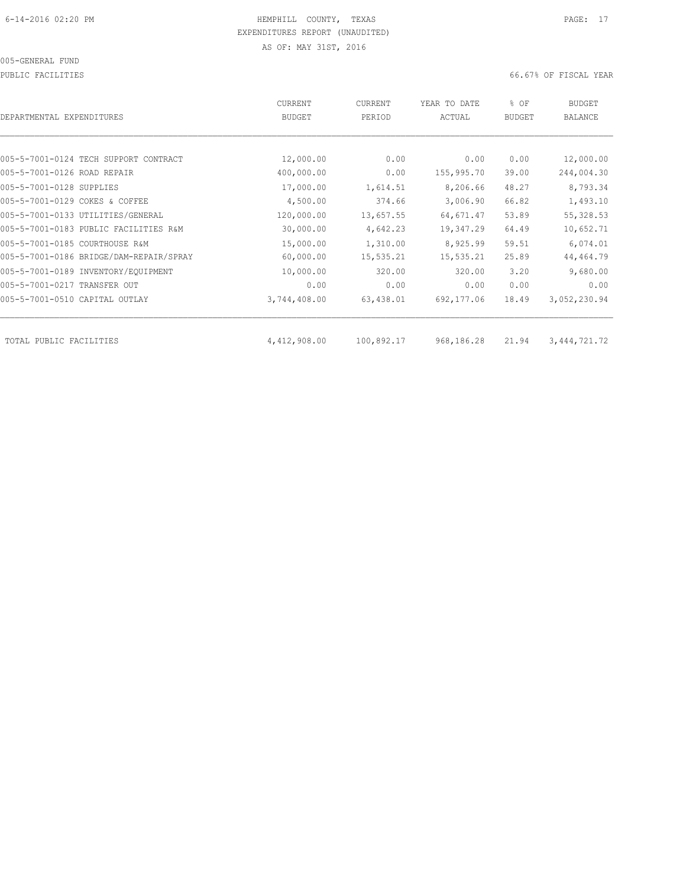HEMPHILL COUNTY, TEXAS
EXPENDITURES REPORT (UNAUDITED)
AS OF: MAY 31ST, 2016

005-GENERAL FUND

PUBLIC FACILITIES

66.67% OF FISCAL YEAR

| DEPARTMENTAL EXPENDITURES | CURRENT BUDGET | CURRENT PERIOD | YEAR TO DATE ACTUAL | % OF BUDGET | BUDGET BALANCE |
|---|---|---|---|---|---|
| 005-5-7001-0124 TECH SUPPORT CONTRACT | 12,000.00 | 0.00 | 0.00 | 0.00 | 12,000.00 |
| 005-5-7001-0126 ROAD REPAIR | 400,000.00 | 0.00 | 155,995.70 | 39.00 | 244,004.30 |
| 005-5-7001-0128 SUPPLIES | 17,000.00 | 1,614.51 | 8,206.66 | 48.27 | 8,793.34 |
| 005-5-7001-0129 COKES & COFFEE | 4,500.00 | 374.66 | 3,006.90 | 66.82 | 1,493.10 |
| 005-5-7001-0133 UTILITIES/GENERAL | 120,000.00 | 13,657.55 | 64,671.47 | 53.89 | 55,328.53 |
| 005-5-7001-0183 PUBLIC FACILITIES R&M | 30,000.00 | 4,642.23 | 19,347.29 | 64.49 | 10,652.71 |
| 005-5-7001-0185 COURTHOUSE R&M | 15,000.00 | 1,310.00 | 8,925.99 | 59.51 | 6,074.01 |
| 005-5-7001-0186 BRIDGE/DAM-REPAIR/SPRAY | 60,000.00 | 15,535.21 | 15,535.21 | 25.89 | 44,464.79 |
| 005-5-7001-0189 INVENTORY/EQUIPMENT | 10,000.00 | 320.00 | 320.00 | 3.20 | 9,680.00 |
| 005-5-7001-0217 TRANSFER OUT | 0.00 | 0.00 | 0.00 | 0.00 | 0.00 |
| 005-5-7001-0510 CAPITAL OUTLAY | 3,744,408.00 | 63,438.01 | 692,177.06 | 18.49 | 3,052,230.94 |
| TOTAL PUBLIC FACILITIES | 4,412,908.00 | 100,892.17 | 968,186.28 | 21.94 | 3,444,721.72 |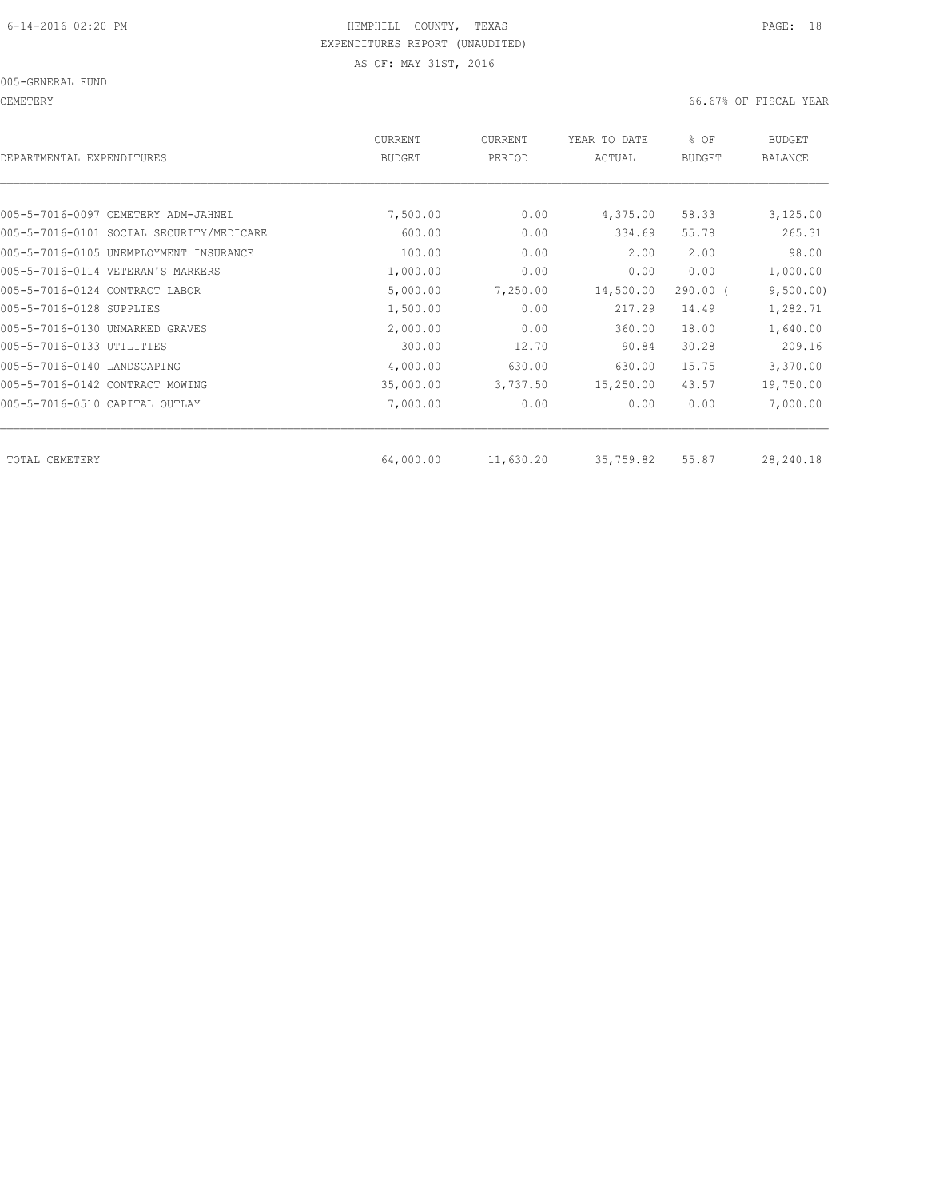HEMPHILL COUNTY, TEXAS
EXPENDITURES REPORT (UNAUDITED)
AS OF: MAY 31ST, 2016

005-GENERAL FUND

CEMETERY — 66.67% OF FISCAL YEAR

| DEPARTMENTAL EXPENDITURES | CURRENT BUDGET | CURRENT PERIOD | YEAR TO DATE ACTUAL | % OF BUDGET | BUDGET BALANCE |
|---|---|---|---|---|---|
| 005-5-7016-0097 CEMETERY ADM-JAHNEL | 7,500.00 | 0.00 | 4,375.00 | 58.33 | 3,125.00 |
| 005-5-7016-0101 SOCIAL SECURITY/MEDICARE | 600.00 | 0.00 | 334.69 | 55.78 | 265.31 |
| 005-5-7016-0105 UNEMPLOYMENT INSURANCE | 100.00 | 0.00 | 2.00 | 2.00 | 98.00 |
| 005-5-7016-0114 VETERAN'S MARKERS | 1,000.00 | 0.00 | 0.00 | 0.00 | 1,000.00 |
| 005-5-7016-0124 CONTRACT LABOR | 5,000.00 | 7,250.00 | 14,500.00 | 290.00 ( | 9,500.00) |
| 005-5-7016-0128 SUPPLIES | 1,500.00 | 0.00 | 217.29 | 14.49 | 1,282.71 |
| 005-5-7016-0130 UNMARKED GRAVES | 2,000.00 | 0.00 | 360.00 | 18.00 | 1,640.00 |
| 005-5-7016-0133 UTILITIES | 300.00 | 12.70 | 90.84 | 30.28 | 209.16 |
| 005-5-7016-0140 LANDSCAPING | 4,000.00 | 630.00 | 630.00 | 15.75 | 3,370.00 |
| 005-5-7016-0142 CONTRACT MOWING | 35,000.00 | 3,737.50 | 15,250.00 | 43.57 | 19,750.00 |
| 005-5-7016-0510 CAPITAL OUTLAY | 7,000.00 | 0.00 | 0.00 | 0.00 | 7,000.00 |
| TOTAL CEMETERY | 64,000.00 | 11,630.20 | 35,759.82 | 55.87 | 28,240.18 |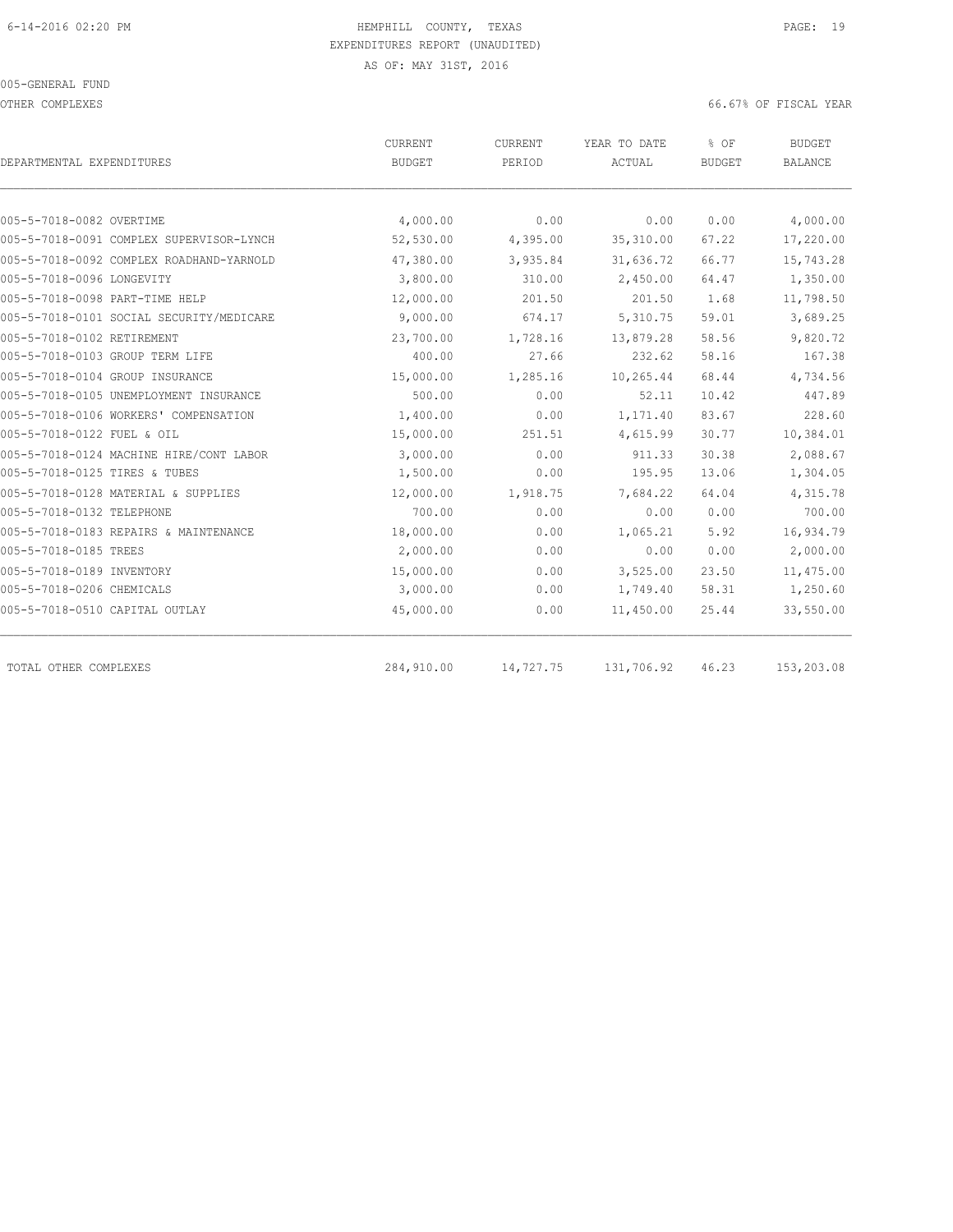HEMPHILL COUNTY, TEXAS
EXPENDITURES REPORT (UNAUDITED)
AS OF: MAY 31ST, 2016

005-GENERAL FUND

OTHER COMPLEXES — 66.67% OF FISCAL YEAR

| DEPARTMENTAL EXPENDITURES | CURRENT BUDGET | CURRENT PERIOD | YEAR TO DATE ACTUAL | % OF BUDGET | BUDGET BALANCE |
|---|---|---|---|---|---|
| 005-5-7018-0082 OVERTIME | 4,000.00 | 0.00 | 0.00 | 0.00 | 4,000.00 |
| 005-5-7018-0091 COMPLEX SUPERVISOR-LYNCH | 52,530.00 | 4,395.00 | 35,310.00 | 67.22 | 17,220.00 |
| 005-5-7018-0092 COMPLEX ROADHAND-YARNOLD | 47,380.00 | 3,935.84 | 31,636.72 | 66.77 | 15,743.28 |
| 005-5-7018-0096 LONGEVITY | 3,800.00 | 310.00 | 2,450.00 | 64.47 | 1,350.00 |
| 005-5-7018-0098 PART-TIME HELP | 12,000.00 | 201.50 | 201.50 | 1.68 | 11,798.50 |
| 005-5-7018-0101 SOCIAL SECURITY/MEDICARE | 9,000.00 | 674.17 | 5,310.75 | 59.01 | 3,689.25 |
| 005-5-7018-0102 RETIREMENT | 23,700.00 | 1,728.16 | 13,879.28 | 58.56 | 9,820.72 |
| 005-5-7018-0103 GROUP TERM LIFE | 400.00 | 27.66 | 232.62 | 58.16 | 167.38 |
| 005-5-7018-0104 GROUP INSURANCE | 15,000.00 | 1,285.16 | 10,265.44 | 68.44 | 4,734.56 |
| 005-5-7018-0105 UNEMPLOYMENT INSURANCE | 500.00 | 0.00 | 52.11 | 10.42 | 447.89 |
| 005-5-7018-0106 WORKERS' COMPENSATION | 1,400.00 | 0.00 | 1,171.40 | 83.67 | 228.60 |
| 005-5-7018-0122 FUEL & OIL | 15,000.00 | 251.51 | 4,615.99 | 30.77 | 10,384.01 |
| 005-5-7018-0124 MACHINE HIRE/CONT LABOR | 3,000.00 | 0.00 | 911.33 | 30.38 | 2,088.67 |
| 005-5-7018-0125 TIRES & TUBES | 1,500.00 | 0.00 | 195.95 | 13.06 | 1,304.05 |
| 005-5-7018-0128 MATERIAL & SUPPLIES | 12,000.00 | 1,918.75 | 7,684.22 | 64.04 | 4,315.78 |
| 005-5-7018-0132 TELEPHONE | 700.00 | 0.00 | 0.00 | 0.00 | 700.00 |
| 005-5-7018-0183 REPAIRS & MAINTENANCE | 18,000.00 | 0.00 | 1,065.21 | 5.92 | 16,934.79 |
| 005-5-7018-0185 TREES | 2,000.00 | 0.00 | 0.00 | 0.00 | 2,000.00 |
| 005-5-7018-0189 INVENTORY | 15,000.00 | 0.00 | 3,525.00 | 23.50 | 11,475.00 |
| 005-5-7018-0206 CHEMICALS | 3,000.00 | 0.00 | 1,749.40 | 58.31 | 1,250.60 |
| 005-5-7018-0510 CAPITAL OUTLAY | 45,000.00 | 0.00 | 11,450.00 | 25.44 | 33,550.00 |
| TOTAL OTHER COMPLEXES | 284,910.00 | 14,727.75 | 131,706.92 | 46.23 | 153,203.08 |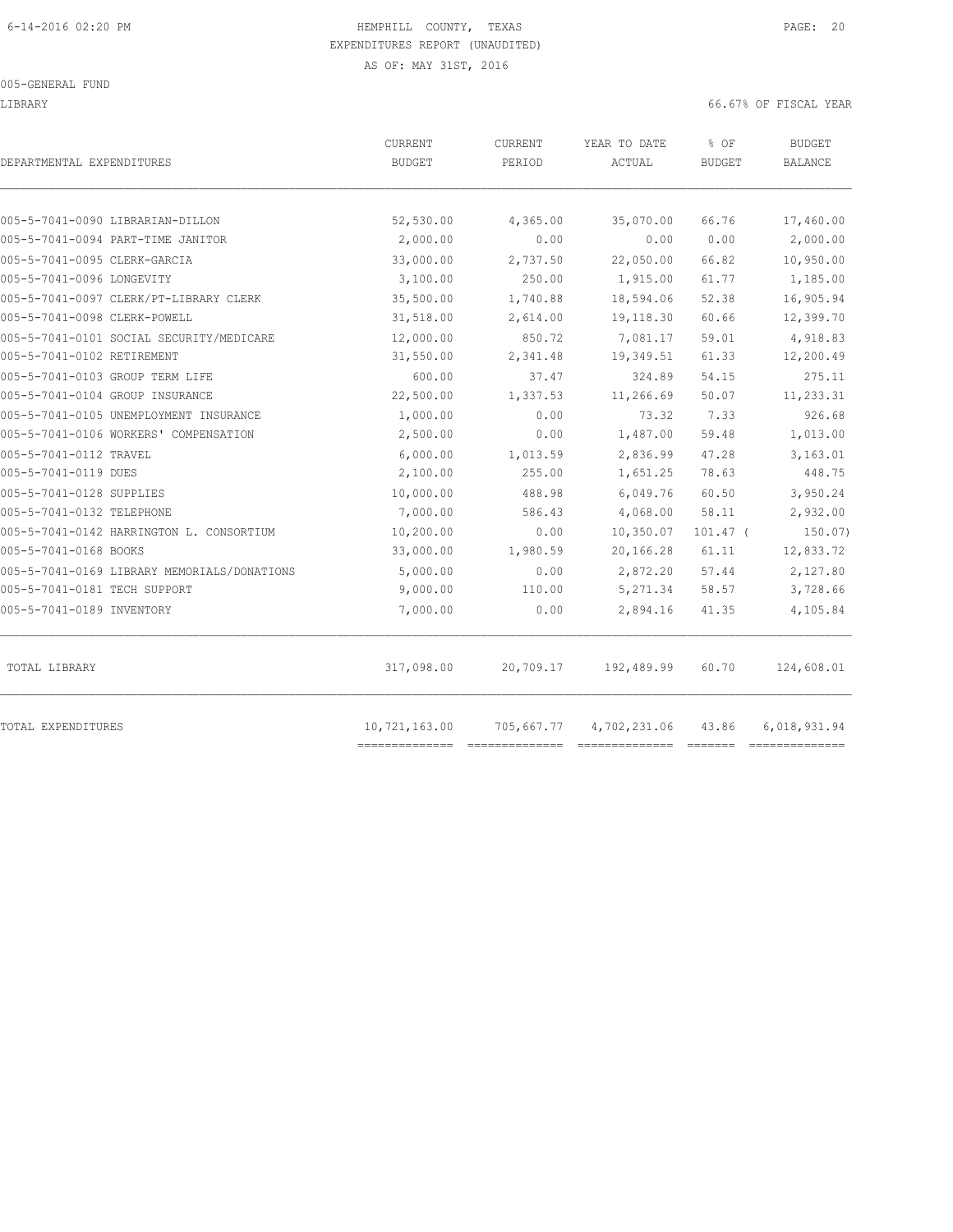HEMPHILL COUNTY, TEXAS
EXPENDITURES REPORT (UNAUDITED)
AS OF: MAY 31ST, 2016

005-GENERAL FUND

LIBRARY

66.67% OF FISCAL YEAR

| DEPARTMENTAL EXPENDITURES | CURRENT BUDGET | CURRENT PERIOD | YEAR TO DATE ACTUAL | % OF BUDGET | BUDGET BALANCE |
|---|---|---|---|---|---|
| 005-5-7041-0090 LIBRARIAN-DILLON | 52,530.00 | 4,365.00 | 35,070.00 | 66.76 | 17,460.00 |
| 005-5-7041-0094 PART-TIME JANITOR | 2,000.00 | 0.00 | 0.00 | 0.00 | 2,000.00 |
| 005-5-7041-0095 CLERK-GARCIA | 33,000.00 | 2,737.50 | 22,050.00 | 66.82 | 10,950.00 |
| 005-5-7041-0096 LONGEVITY | 3,100.00 | 250.00 | 1,915.00 | 61.77 | 1,185.00 |
| 005-5-7041-0097 CLERK/PT-LIBRARY CLERK | 35,500.00 | 1,740.88 | 18,594.06 | 52.38 | 16,905.94 |
| 005-5-7041-0098 CLERK-POWELL | 31,518.00 | 2,614.00 | 19,118.30 | 60.66 | 12,399.70 |
| 005-5-7041-0101 SOCIAL SECURITY/MEDICARE | 12,000.00 | 850.72 | 7,081.17 | 59.01 | 4,918.83 |
| 005-5-7041-0102 RETIREMENT | 31,550.00 | 2,341.48 | 19,349.51 | 61.33 | 12,200.49 |
| 005-5-7041-0103 GROUP TERM LIFE | 600.00 | 37.47 | 324.89 | 54.15 | 275.11 |
| 005-5-7041-0104 GROUP INSURANCE | 22,500.00 | 1,337.53 | 11,266.69 | 50.07 | 11,233.31 |
| 005-5-7041-0105 UNEMPLOYMENT INSURANCE | 1,000.00 | 0.00 | 73.32 | 7.33 | 926.68 |
| 005-5-7041-0106 WORKERS' COMPENSATION | 2,500.00 | 0.00 | 1,487.00 | 59.48 | 1,013.00 |
| 005-5-7041-0112 TRAVEL | 6,000.00 | 1,013.59 | 2,836.99 | 47.28 | 3,163.01 |
| 005-5-7041-0119 DUES | 2,100.00 | 255.00 | 1,651.25 | 78.63 | 448.75 |
| 005-5-7041-0128 SUPPLIES | 10,000.00 | 488.98 | 6,049.76 | 60.50 | 3,950.24 |
| 005-5-7041-0132 TELEPHONE | 7,000.00 | 586.43 | 4,068.00 | 58.11 | 2,932.00 |
| 005-5-7041-0142 HARRINGTON L. CONSORTIUM | 10,200.00 | 0.00 | 10,350.07 | 101.47 | ( 150.07) |
| 005-5-7041-0168 BOOKS | 33,000.00 | 1,980.59 | 20,166.28 | 61.11 | 12,833.72 |
| 005-5-7041-0169 LIBRARY MEMORIALS/DONATIONS | 5,000.00 | 0.00 | 2,872.20 | 57.44 | 2,127.80 |
| 005-5-7041-0181 TECH SUPPORT | 9,000.00 | 110.00 | 5,271.34 | 58.57 | 3,728.66 |
| 005-5-7041-0189 INVENTORY | 7,000.00 | 0.00 | 2,894.16 | 41.35 | 4,105.84 |
| TOTAL LIBRARY | 317,098.00 | 20,709.17 | 192,489.99 | 60.70 | 124,608.01 |
| TOTAL EXPENDITURES | 10,721,163.00 | 705,667.77 | 4,702,231.06 | 43.86 | 6,018,931.94 |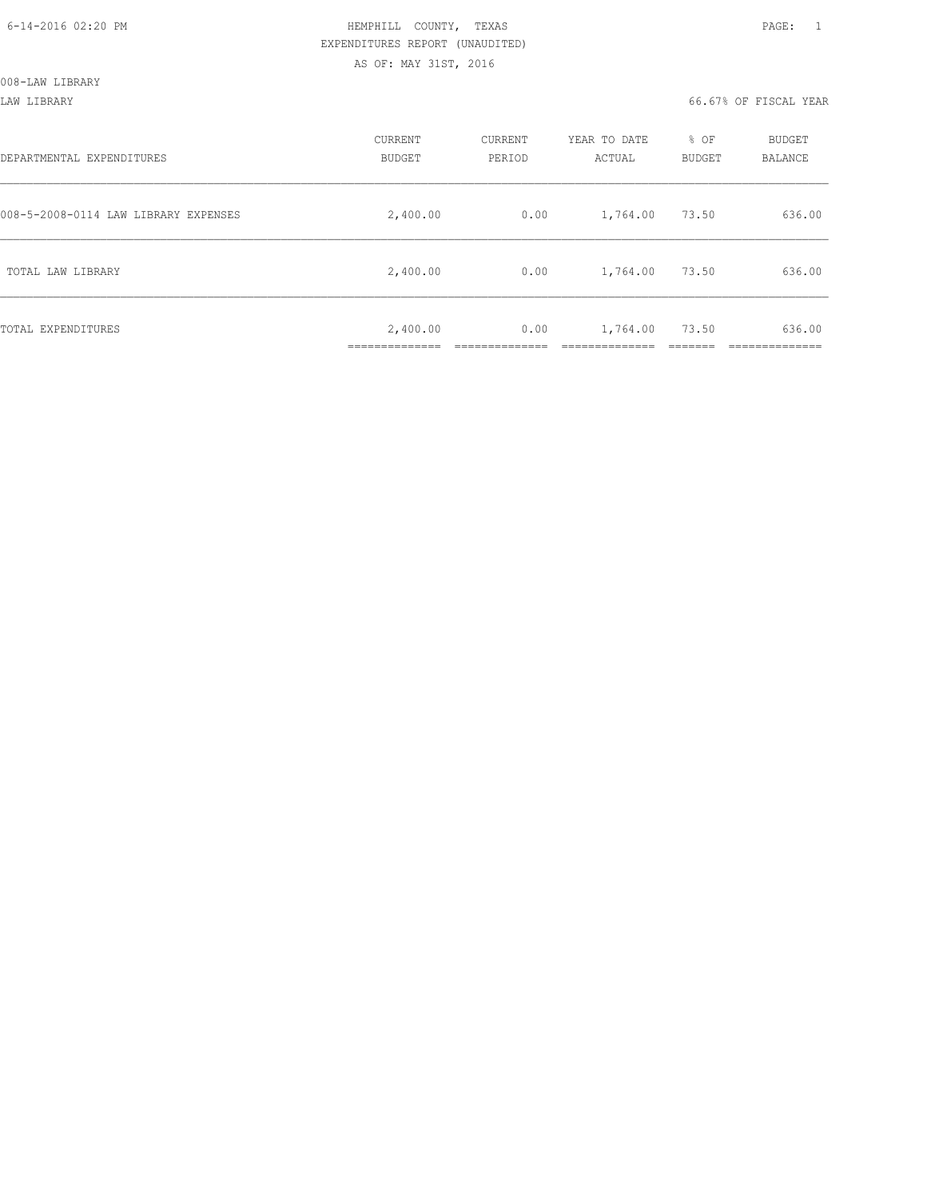HEMPHILL COUNTY, TEXAS
EXPENDITURES REPORT (UNAUDITED)
AS OF: MAY 31ST, 2016

008-LAW LIBRARY

LAW LIBRARY 66.67% OF FISCAL YEAR

| DEPARTMENTAL EXPENDITURES | CURRENT BUDGET | CURRENT PERIOD | YEAR TO DATE ACTUAL | % OF BUDGET | BUDGET BALANCE |
|---|---|---|---|---|---|
| 008-5-2008-0114 LAW LIBRARY EXPENSES | 2,400.00 | 0.00 | 1,764.00 | 73.50 | 636.00 |
| TOTAL LAW LIBRARY | 2,400.00 | 0.00 | 1,764.00 | 73.50 | 636.00 |
| TOTAL EXPENDITURES | 2,400.00 | 0.00 | 1,764.00 | 73.50 | 636.00 |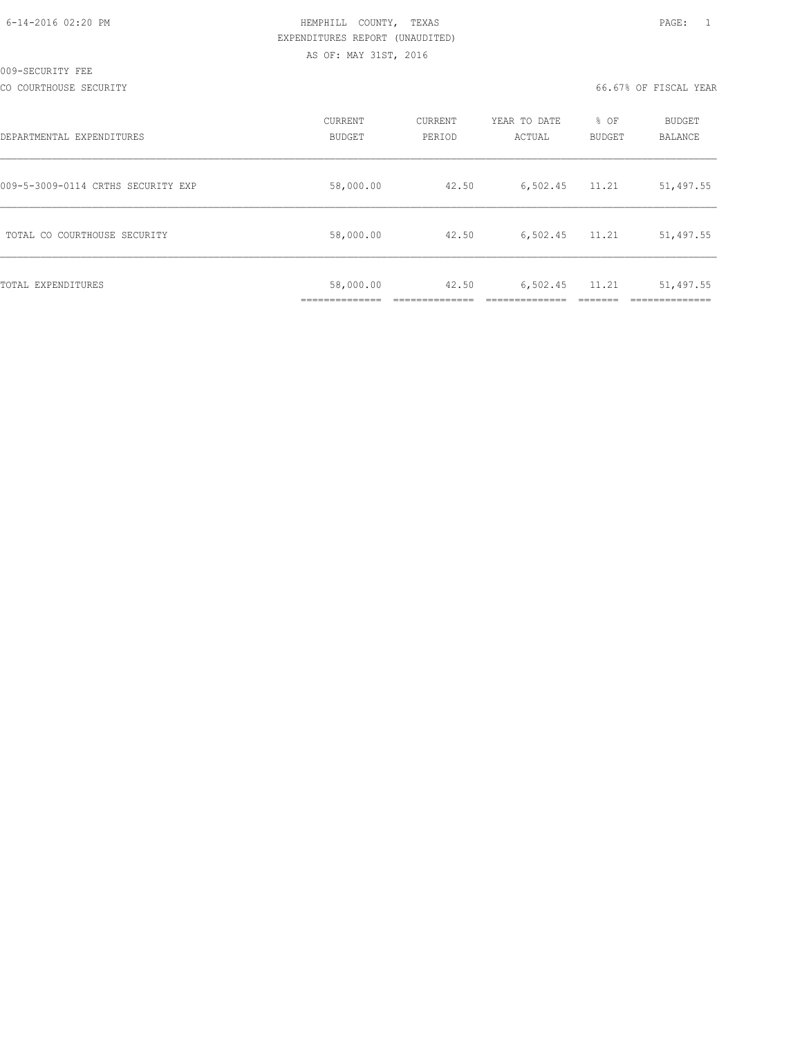HEMPHILL COUNTY, TEXAS
EXPENDITURES REPORT (UNAUDITED)
AS OF: MAY 31ST, 2016

009-SECURITY FEE

CO COURTHOUSE SECURITY — 66.67% OF FISCAL YEAR

| DEPARTMENTAL EXPENDITURES | CURRENT BUDGET | CURRENT PERIOD | YEAR TO DATE ACTUAL | % OF BUDGET | BUDGET BALANCE |
|---|---|---|---|---|---|
| 009-5-3009-0114 CRTHS SECURITY EXP | 58,000.00 | 42.50 | 6,502.45 | 11.21 | 51,497.55 |
| TOTAL CO COURTHOUSE SECURITY | 58,000.00 | 42.50 | 6,502.45 | 11.21 | 51,497.55 |
| TOTAL EXPENDITURES | 58,000.00 | 42.50 | 6,502.45 | 11.21 | 51,497.55 |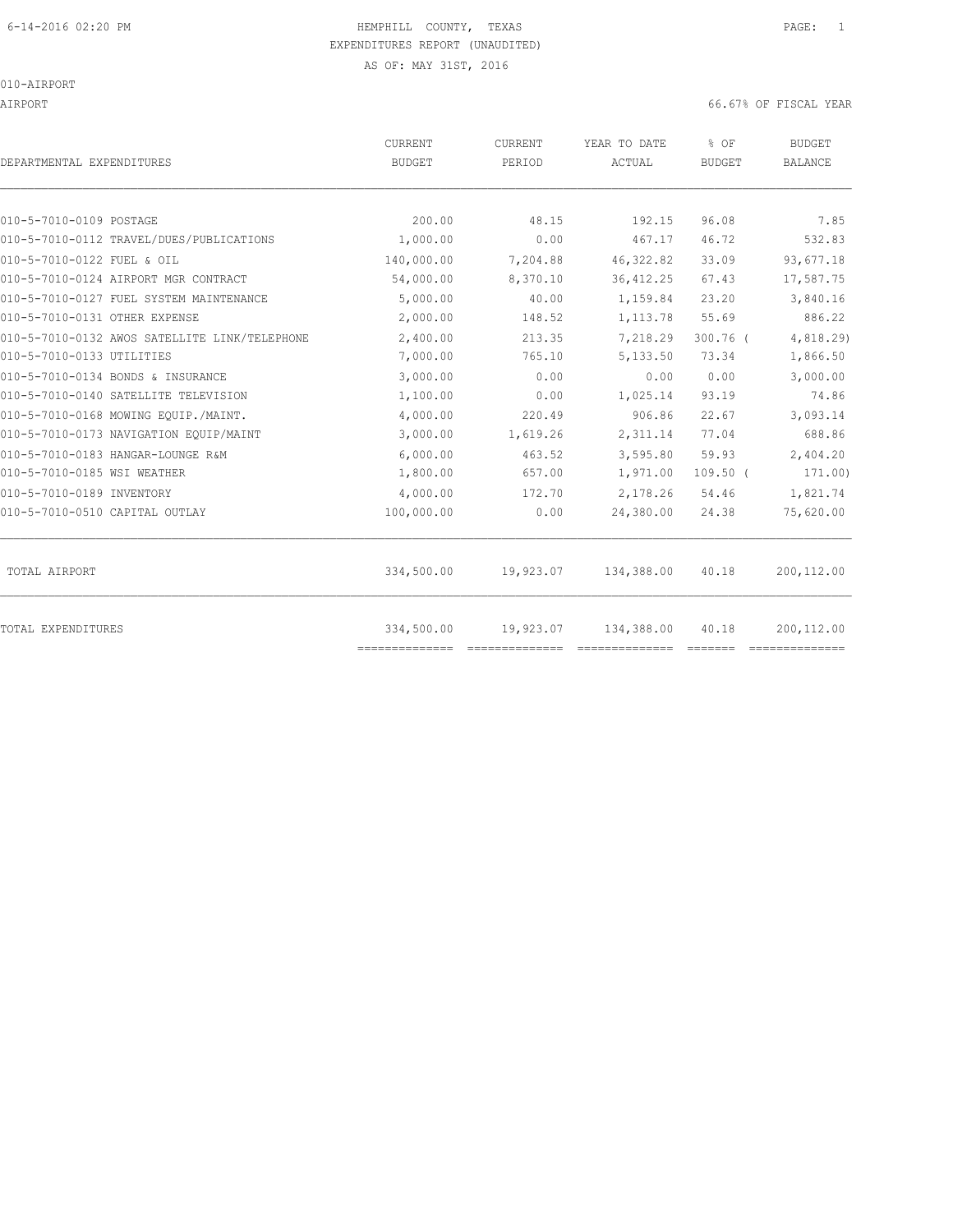HEMPHILL COUNTY, TEXAS
EXPENDITURES REPORT (UNAUDITED)
AS OF: MAY 31ST, 2016

010-AIRPORT

AIRPORT — 66.67% OF FISCAL YEAR

| DEPARTMENTAL EXPENDITURES | CURRENT BUDGET | CURRENT PERIOD | YEAR TO DATE ACTUAL | % OF BUDGET | BUDGET BALANCE |
|---|---|---|---|---|---|
| 010-5-7010-0109 POSTAGE | 200.00 | 48.15 | 192.15 | 96.08 | 7.85 |
| 010-5-7010-0112 TRAVEL/DUES/PUBLICATIONS | 1,000.00 | 0.00 | 467.17 | 46.72 | 532.83 |
| 010-5-7010-0122 FUEL & OIL | 140,000.00 | 7,204.88 | 46,322.82 | 33.09 | 93,677.18 |
| 010-5-7010-0124 AIRPORT MGR CONTRACT | 54,000.00 | 8,370.10 | 36,412.25 | 67.43 | 17,587.75 |
| 010-5-7010-0127 FUEL SYSTEM MAINTENANCE | 5,000.00 | 40.00 | 1,159.84 | 23.20 | 3,840.16 |
| 010-5-7010-0131 OTHER EXPENSE | 2,000.00 | 148.52 | 1,113.78 | 55.69 | 886.22 |
| 010-5-7010-0132 AWOS SATELLITE LINK/TELEPHONE | 2,400.00 | 213.35 | 7,218.29 | 300.76 | (4,818.29) |
| 010-5-7010-0133 UTILITIES | 7,000.00 | 765.10 | 5,133.50 | 73.34 | 1,866.50 |
| 010-5-7010-0134 BONDS & INSURANCE | 3,000.00 | 0.00 | 0.00 | 0.00 | 3,000.00 |
| 010-5-7010-0140 SATELLITE TELEVISION | 1,100.00 | 0.00 | 1,025.14 | 93.19 | 74.86 |
| 010-5-7010-0168 MOWING EQUIP./MAINT. | 4,000.00 | 220.49 | 906.86 | 22.67 | 3,093.14 |
| 010-5-7010-0173 NAVIGATION EQUIP/MAINT | 3,000.00 | 1,619.26 | 2,311.14 | 77.04 | 688.86 |
| 010-5-7010-0183 HANGAR-LOUNGE R&M | 6,000.00 | 463.52 | 3,595.80 | 59.93 | 2,404.20 |
| 010-5-7010-0185 WSI WEATHER | 1,800.00 | 657.00 | 1,971.00 | 109.50 | (171.00) |
| 010-5-7010-0189 INVENTORY | 4,000.00 | 172.70 | 2,178.26 | 54.46 | 1,821.74 |
| 010-5-7010-0510 CAPITAL OUTLAY | 100,000.00 | 0.00 | 24,380.00 | 24.38 | 75,620.00 |
| TOTAL AIRPORT | 334,500.00 | 19,923.07 | 134,388.00 | 40.18 | 200,112.00 |
| TOTAL EXPENDITURES | 334,500.00 | 19,923.07 | 134,388.00 | 40.18 | 200,112.00 |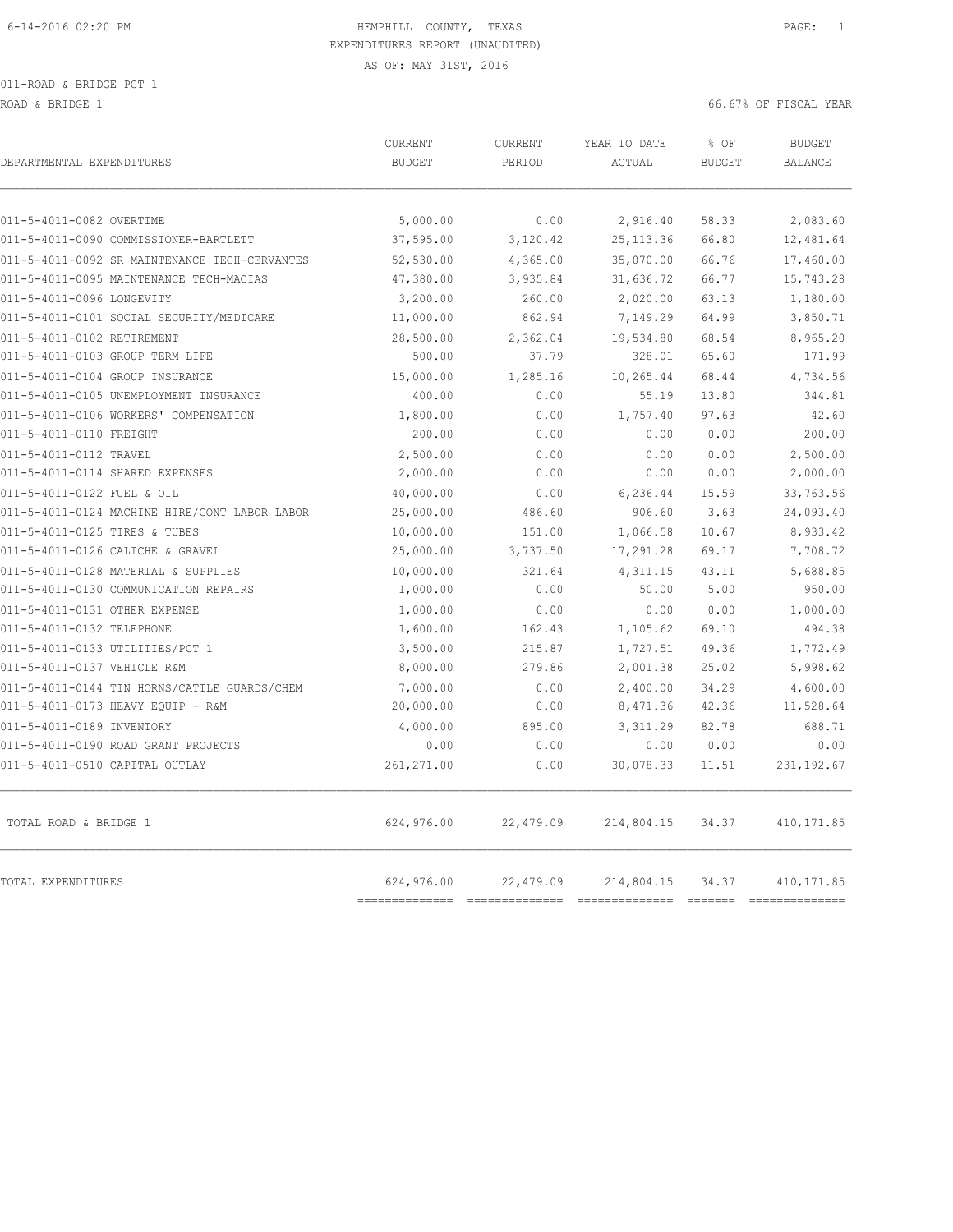HEMPHILL COUNTY, TEXAS
EXPENDITURES REPORT (UNAUDITED)
AS OF: MAY 31ST, 2016

011-ROAD & BRIDGE PCT 1
ROAD & BRIDGE 1

66.67% OF FISCAL YEAR

| DEPARTMENTAL EXPENDITURES | CURRENT BUDGET | CURRENT PERIOD | YEAR TO DATE ACTUAL | % OF BUDGET | BUDGET BALANCE |
|---|---|---|---|---|---|
| 011-5-4011-0082 OVERTIME | 5,000.00 | 0.00 | 2,916.40 | 58.33 | 2,083.60 |
| 011-5-4011-0090 COMMISSIONER-BARTLETT | 37,595.00 | 3,120.42 | 25,113.36 | 66.80 | 12,481.64 |
| 011-5-4011-0092 SR MAINTENANCE TECH-CERVANTES | 52,530.00 | 4,365.00 | 35,070.00 | 66.76 | 17,460.00 |
| 011-5-4011-0095 MAINTENANCE TECH-MACIAS | 47,380.00 | 3,935.84 | 31,636.72 | 66.77 | 15,743.28 |
| 011-5-4011-0096 LONGEVITY | 3,200.00 | 260.00 | 2,020.00 | 63.13 | 1,180.00 |
| 011-5-4011-0101 SOCIAL SECURITY/MEDICARE | 11,000.00 | 862.94 | 7,149.29 | 64.99 | 3,850.71 |
| 011-5-4011-0102 RETIREMENT | 28,500.00 | 2,362.04 | 19,534.80 | 68.54 | 8,965.20 |
| 011-5-4011-0103 GROUP TERM LIFE | 500.00 | 37.79 | 328.01 | 65.60 | 171.99 |
| 011-5-4011-0104 GROUP INSURANCE | 15,000.00 | 1,285.16 | 10,265.44 | 68.44 | 4,734.56 |
| 011-5-4011-0105 UNEMPLOYMENT INSURANCE | 400.00 | 0.00 | 55.19 | 13.80 | 344.81 |
| 011-5-4011-0106 WORKERS' COMPENSATION | 1,800.00 | 0.00 | 1,757.40 | 97.63 | 42.60 |
| 011-5-4011-0110 FREIGHT | 200.00 | 0.00 | 0.00 | 0.00 | 200.00 |
| 011-5-4011-0112 TRAVEL | 2,500.00 | 0.00 | 0.00 | 0.00 | 2,500.00 |
| 011-5-4011-0114 SHARED EXPENSES | 2,000.00 | 0.00 | 0.00 | 0.00 | 2,000.00 |
| 011-5-4011-0122 FUEL & OIL | 40,000.00 | 0.00 | 6,236.44 | 15.59 | 33,763.56 |
| 011-5-4011-0124 MACHINE HIRE/CONT LABOR LABOR | 25,000.00 | 486.60 | 906.60 | 3.63 | 24,093.40 |
| 011-5-4011-0125 TIRES & TUBES | 10,000.00 | 151.00 | 1,066.58 | 10.67 | 8,933.42 |
| 011-5-4011-0126 CALICHE & GRAVEL | 25,000.00 | 3,737.50 | 17,291.28 | 69.17 | 7,708.72 |
| 011-5-4011-0128 MATERIAL & SUPPLIES | 10,000.00 | 321.64 | 4,311.15 | 43.11 | 5,688.85 |
| 011-5-4011-0130 COMMUNICATION REPAIRS | 1,000.00 | 0.00 | 50.00 | 5.00 | 950.00 |
| 011-5-4011-0131 OTHER EXPENSE | 1,000.00 | 0.00 | 0.00 | 0.00 | 1,000.00 |
| 011-5-4011-0132 TELEPHONE | 1,600.00 | 162.43 | 1,105.62 | 69.10 | 494.38 |
| 011-5-4011-0133 UTILITIES/PCT 1 | 3,500.00 | 215.87 | 1,727.51 | 49.36 | 1,772.49 |
| 011-5-4011-0137 VEHICLE R&M | 8,000.00 | 279.86 | 2,001.38 | 25.02 | 5,998.62 |
| 011-5-4011-0144 TIN HORNS/CATTLE GUARDS/CHEM | 7,000.00 | 0.00 | 2,400.00 | 34.29 | 4,600.00 |
| 011-5-4011-0173 HEAVY EQUIP - R&M | 20,000.00 | 0.00 | 8,471.36 | 42.36 | 11,528.64 |
| 011-5-4011-0189 INVENTORY | 4,000.00 | 895.00 | 3,311.29 | 82.78 | 688.71 |
| 011-5-4011-0190 ROAD GRANT PROJECTS | 0.00 | 0.00 | 0.00 | 0.00 | 0.00 |
| 011-5-4011-0510 CAPITAL OUTLAY | 261,271.00 | 0.00 | 30,078.33 | 11.51 | 231,192.67 |
| TOTAL ROAD & BRIDGE 1 | 624,976.00 | 22,479.09 | 214,804.15 | 34.37 | 410,171.85 |
| TOTAL EXPENDITURES | 624,976.00 | 22,479.09 | 214,804.15 | 34.37 | 410,171.85 |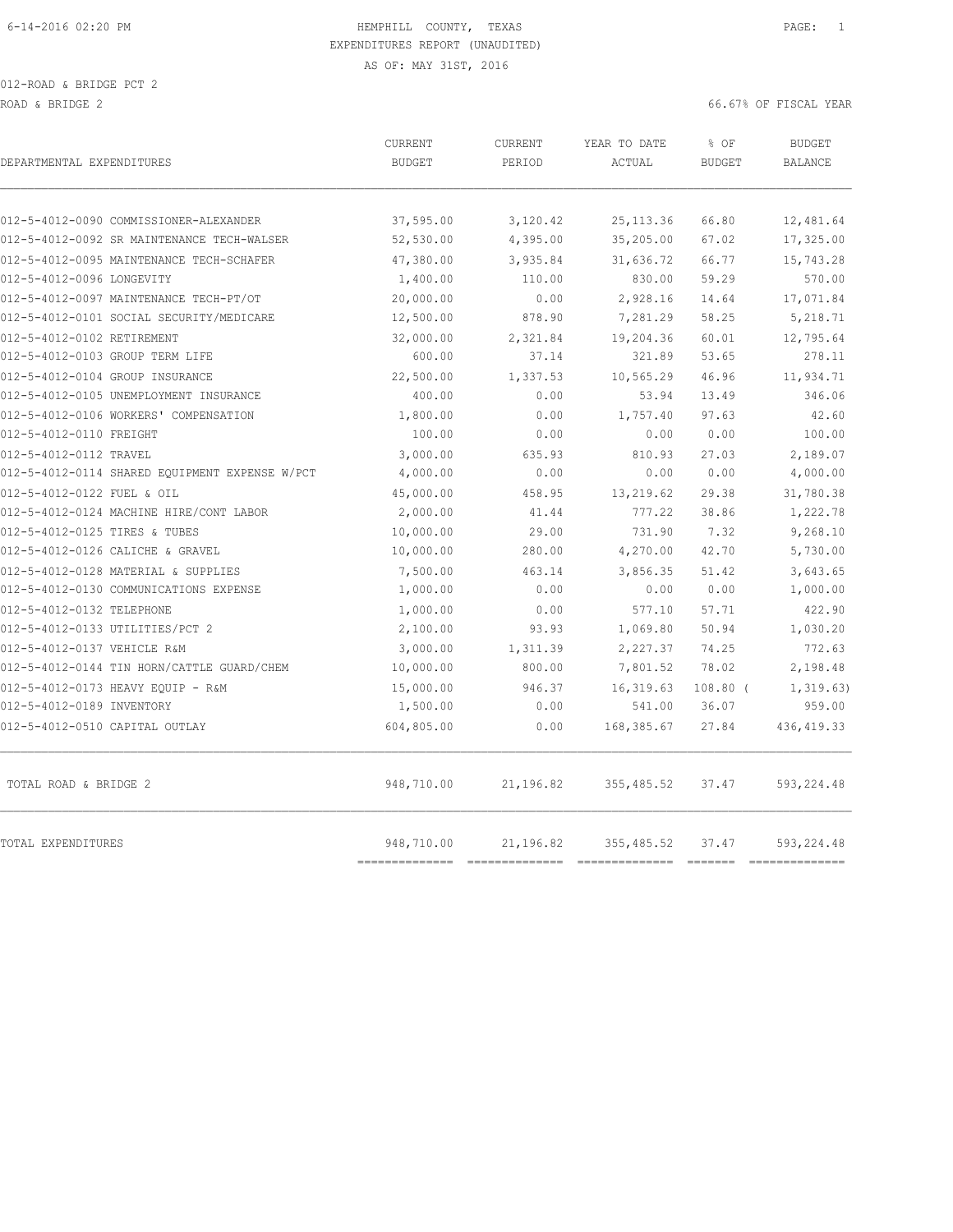HEMPHILL COUNTY, TEXAS
EXPENDITURES REPORT (UNAUDITED)
AS OF: MAY 31ST, 2016

012-ROAD & BRIDGE PCT 2
ROAD & BRIDGE 2

66.67% OF FISCAL YEAR

| DEPARTMENTAL EXPENDITURES | CURRENT BUDGET | CURRENT PERIOD | YEAR TO DATE ACTUAL | % OF BUDGET | BUDGET BALANCE |
|---|---|---|---|---|---|
| 012-5-4012-0090 COMMISSIONER-ALEXANDER | 37,595.00 | 3,120.42 | 25,113.36 | 66.80 | 12,481.64 |
| 012-5-4012-0092 SR MAINTENANCE TECH-WALSER | 52,530.00 | 4,395.00 | 35,205.00 | 67.02 | 17,325.00 |
| 012-5-4012-0095 MAINTENANCE TECH-SCHAFER | 47,380.00 | 3,935.84 | 31,636.72 | 66.77 | 15,743.28 |
| 012-5-4012-0096 LONGEVITY | 1,400.00 | 110.00 | 830.00 | 59.29 | 570.00 |
| 012-5-4012-0097 MAINTENANCE TECH-PT/OT | 20,000.00 | 0.00 | 2,928.16 | 14.64 | 17,071.84 |
| 012-5-4012-0101 SOCIAL SECURITY/MEDICARE | 12,500.00 | 878.90 | 7,281.29 | 58.25 | 5,218.71 |
| 012-5-4012-0102 RETIREMENT | 32,000.00 | 2,321.84 | 19,204.36 | 60.01 | 12,795.64 |
| 012-5-4012-0103 GROUP TERM LIFE | 600.00 | 37.14 | 321.89 | 53.65 | 278.11 |
| 012-5-4012-0104 GROUP INSURANCE | 22,500.00 | 1,337.53 | 10,565.29 | 46.96 | 11,934.71 |
| 012-5-4012-0105 UNEMPLOYMENT INSURANCE | 400.00 | 0.00 | 53.94 | 13.49 | 346.06 |
| 012-5-4012-0106 WORKERS' COMPENSATION | 1,800.00 | 0.00 | 1,757.40 | 97.63 | 42.60 |
| 012-5-4012-0110 FREIGHT | 100.00 | 0.00 | 0.00 | 0.00 | 100.00 |
| 012-5-4012-0112 TRAVEL | 3,000.00 | 635.93 | 810.93 | 27.03 | 2,189.07 |
| 012-5-4012-0114 SHARED EQUIPMENT EXPENSE W/PCT | 4,000.00 | 0.00 | 0.00 | 0.00 | 4,000.00 |
| 012-5-4012-0122 FUEL & OIL | 45,000.00 | 458.95 | 13,219.62 | 29.38 | 31,780.38 |
| 012-5-4012-0124 MACHINE HIRE/CONT LABOR | 2,000.00 | 41.44 | 777.22 | 38.86 | 1,222.78 |
| 012-5-4012-0125 TIRES & TUBES | 10,000.00 | 29.00 | 731.90 | 7.32 | 9,268.10 |
| 012-5-4012-0126 CALICHE & GRAVEL | 10,000.00 | 280.00 | 4,270.00 | 42.70 | 5,730.00 |
| 012-5-4012-0128 MATERIAL & SUPPLIES | 7,500.00 | 463.14 | 3,856.35 | 51.42 | 3,643.65 |
| 012-5-4012-0130 COMMUNICATIONS EXPENSE | 1,000.00 | 0.00 | 0.00 | 0.00 | 1,000.00 |
| 012-5-4012-0132 TELEPHONE | 1,000.00 | 0.00 | 577.10 | 57.71 | 422.90 |
| 012-5-4012-0133 UTILITIES/PCT 2 | 2,100.00 | 93.93 | 1,069.80 | 50.94 | 1,030.20 |
| 012-5-4012-0137 VEHICLE R&M | 3,000.00 | 1,311.39 | 2,227.37 | 74.25 | 772.63 |
| 012-5-4012-0144 TIN HORN/CATTLE GUARD/CHEM | 10,000.00 | 800.00 | 7,801.52 | 78.02 | 2,198.48 |
| 012-5-4012-0173 HEAVY EQUIP - R&M | 15,000.00 | 946.37 | 16,319.63 | 108.80 | ( 1,319.63) |
| 012-5-4012-0189 INVENTORY | 1,500.00 | 0.00 | 541.00 | 36.07 | 959.00 |
| 012-5-4012-0510 CAPITAL OUTLAY | 604,805.00 | 0.00 | 168,385.67 | 27.84 | 436,419.33 |
| TOTAL ROAD & BRIDGE 2 | 948,710.00 | 21,196.82 | 355,485.52 | 37.47 | 593,224.48 |
| TOTAL EXPENDITURES | 948,710.00 | 21,196.82 | 355,485.52 | 37.47 | 593,224.48 |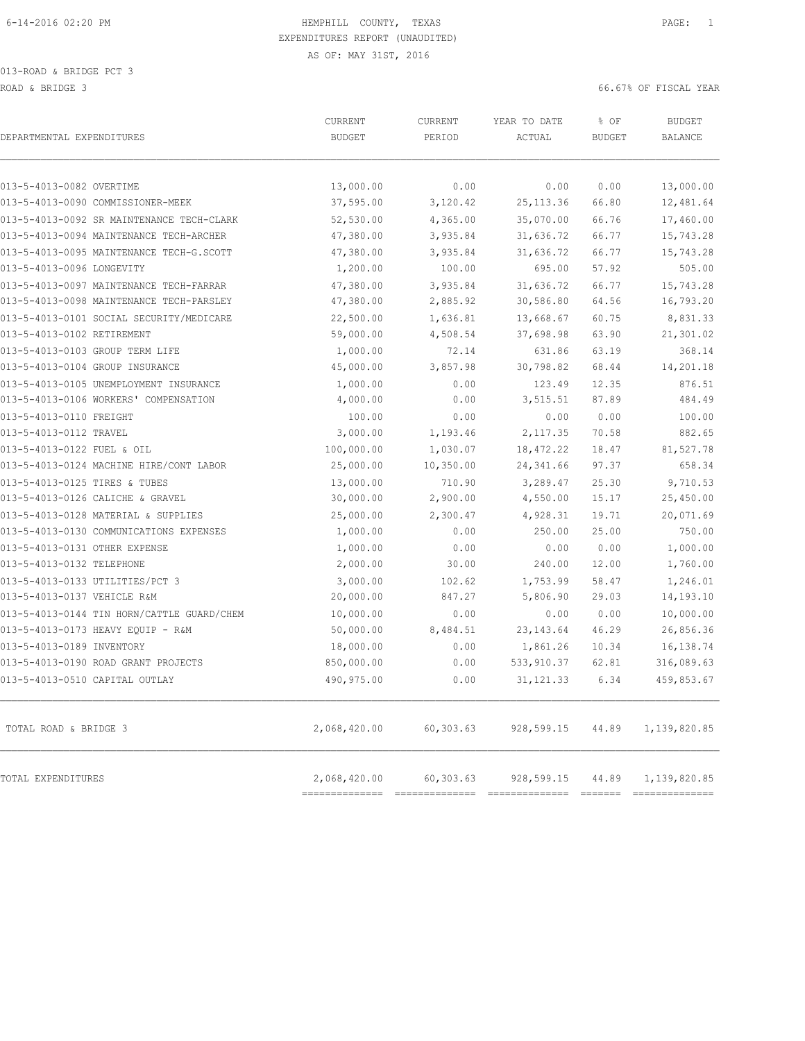HEMPHILL COUNTY, TEXAS
EXPENDITURES REPORT (UNAUDITED)
AS OF: MAY 31ST, 2016

013-ROAD & BRIDGE PCT 3
ROAD & BRIDGE 3

66.67% OF FISCAL YEAR

| DEPARTMENTAL EXPENDITURES | CURRENT BUDGET | CURRENT PERIOD | YEAR TO DATE ACTUAL | % OF BUDGET | BUDGET BALANCE |
|---|---|---|---|---|---|
| 013-5-4013-0082 OVERTIME | 13,000.00 | 0.00 | 0.00 | 0.00 | 13,000.00 |
| 013-5-4013-0090 COMMISSIONER-MEEK | 37,595.00 | 3,120.42 | 25,113.36 | 66.80 | 12,481.64 |
| 013-5-4013-0092 SR MAINTENANCE TECH-CLARK | 52,530.00 | 4,365.00 | 35,070.00 | 66.76 | 17,460.00 |
| 013-5-4013-0094 MAINTENANCE TECH-ARCHER | 47,380.00 | 3,935.84 | 31,636.72 | 66.77 | 15,743.28 |
| 013-5-4013-0095 MAINTENANCE TECH-G.SCOTT | 47,380.00 | 3,935.84 | 31,636.72 | 66.77 | 15,743.28 |
| 013-5-4013-0096 LONGEVITY | 1,200.00 | 100.00 | 695.00 | 57.92 | 505.00 |
| 013-5-4013-0097 MAINTENANCE TECH-FARRAR | 47,380.00 | 3,935.84 | 31,636.72 | 66.77 | 15,743.28 |
| 013-5-4013-0098 MAINTENANCE TECH-PARSLEY | 47,380.00 | 2,885.92 | 30,586.80 | 64.56 | 16,793.20 |
| 013-5-4013-0101 SOCIAL SECURITY/MEDICARE | 22,500.00 | 1,636.81 | 13,668.67 | 60.75 | 8,831.33 |
| 013-5-4013-0102 RETIREMENT | 59,000.00 | 4,508.54 | 37,698.98 | 63.90 | 21,301.02 |
| 013-5-4013-0103 GROUP TERM LIFE | 1,000.00 | 72.14 | 631.86 | 63.19 | 368.14 |
| 013-5-4013-0104 GROUP INSURANCE | 45,000.00 | 3,857.98 | 30,798.82 | 68.44 | 14,201.18 |
| 013-5-4013-0105 UNEMPLOYMENT INSURANCE | 1,000.00 | 0.00 | 123.49 | 12.35 | 876.51 |
| 013-5-4013-0106 WORKERS' COMPENSATION | 4,000.00 | 0.00 | 3,515.51 | 87.89 | 484.49 |
| 013-5-4013-0110 FREIGHT | 100.00 | 0.00 | 0.00 | 0.00 | 100.00 |
| 013-5-4013-0112 TRAVEL | 3,000.00 | 1,193.46 | 2,117.35 | 70.58 | 882.65 |
| 013-5-4013-0122 FUEL & OIL | 100,000.00 | 1,030.07 | 18,472.22 | 18.47 | 81,527.78 |
| 013-5-4013-0124 MACHINE HIRE/CONT LABOR | 25,000.00 | 10,350.00 | 24,341.66 | 97.37 | 658.34 |
| 013-5-4013-0125 TIRES & TUBES | 13,000.00 | 710.90 | 3,289.47 | 25.30 | 9,710.53 |
| 013-5-4013-0126 CALICHE & GRAVEL | 30,000.00 | 2,900.00 | 4,550.00 | 15.17 | 25,450.00 |
| 013-5-4013-0128 MATERIAL & SUPPLIES | 25,000.00 | 2,300.47 | 4,928.31 | 19.71 | 20,071.69 |
| 013-5-4013-0130 COMMUNICATIONS EXPENSES | 1,000.00 | 0.00 | 250.00 | 25.00 | 750.00 |
| 013-5-4013-0131 OTHER EXPENSE | 1,000.00 | 0.00 | 0.00 | 0.00 | 1,000.00 |
| 013-5-4013-0132 TELEPHONE | 2,000.00 | 30.00 | 240.00 | 12.00 | 1,760.00 |
| 013-5-4013-0133 UTILITIES/PCT 3 | 3,000.00 | 102.62 | 1,753.99 | 58.47 | 1,246.01 |
| 013-5-4013-0137 VEHICLE R&M | 20,000.00 | 847.27 | 5,806.90 | 29.03 | 14,193.10 |
| 013-5-4013-0144 TIN HORN/CATTLE GUARD/CHEM | 10,000.00 | 0.00 | 0.00 | 0.00 | 10,000.00 |
| 013-5-4013-0173 HEAVY EQUIP - R&M | 50,000.00 | 8,484.51 | 23,143.64 | 46.29 | 26,856.36 |
| 013-5-4013-0189 INVENTORY | 18,000.00 | 0.00 | 1,861.26 | 10.34 | 16,138.74 |
| 013-5-4013-0190 ROAD GRANT PROJECTS | 850,000.00 | 0.00 | 533,910.37 | 62.81 | 316,089.63 |
| 013-5-4013-0510 CAPITAL OUTLAY | 490,975.00 | 0.00 | 31,121.33 | 6.34 | 459,853.67 |
| TOTAL ROAD & BRIDGE 3 | 2,068,420.00 | 60,303.63 | 928,599.15 | 44.89 | 1,139,820.85 |
| TOTAL EXPENDITURES | 2,068,420.00 | 60,303.63 | 928,599.15 | 44.89 | 1,139,820.85 |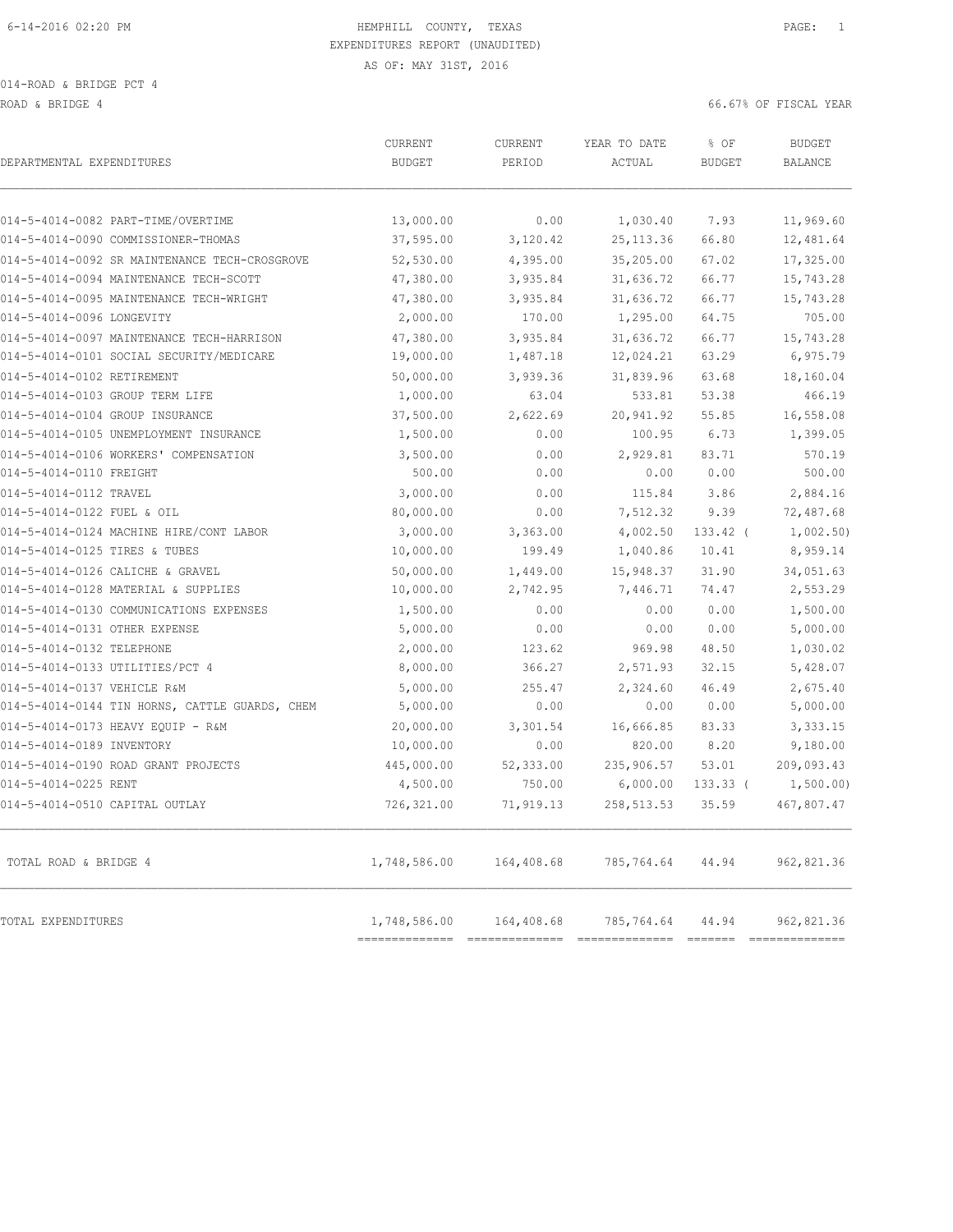HEMPHILL COUNTY, TEXAS

EXPENDITURES REPORT (UNAUDITED)

AS OF: MAY 31ST, 2016

014-ROAD & BRIDGE PCT 4

ROAD & BRIDGE 4 — 66.67% OF FISCAL YEAR

| DEPARTMENTAL EXPENDITURES | CURRENT BUDGET | CURRENT PERIOD | YEAR TO DATE ACTUAL | % OF BUDGET | BUDGET BALANCE |
|---|---|---|---|---|---|
| 014-5-4014-0082 PART-TIME/OVERTIME | 13,000.00 | 0.00 | 1,030.40 | 7.93 | 11,969.60 |
| 014-5-4014-0090 COMMISSIONER-THOMAS | 37,595.00 | 3,120.42 | 25,113.36 | 66.80 | 12,481.64 |
| 014-5-4014-0092 SR MAINTENANCE TECH-CROSGROVE | 52,530.00 | 4,395.00 | 35,205.00 | 67.02 | 17,325.00 |
| 014-5-4014-0094 MAINTENANCE TECH-SCOTT | 47,380.00 | 3,935.84 | 31,636.72 | 66.77 | 15,743.28 |
| 014-5-4014-0095 MAINTENANCE TECH-WRIGHT | 47,380.00 | 3,935.84 | 31,636.72 | 66.77 | 15,743.28 |
| 014-5-4014-0096 LONGEVITY | 2,000.00 | 170.00 | 1,295.00 | 64.75 | 705.00 |
| 014-5-4014-0097 MAINTENANCE TECH-HARRISON | 47,380.00 | 3,935.84 | 31,636.72 | 66.77 | 15,743.28 |
| 014-5-4014-0101 SOCIAL SECURITY/MEDICARE | 19,000.00 | 1,487.18 | 12,024.21 | 63.29 | 6,975.79 |
| 014-5-4014-0102 RETIREMENT | 50,000.00 | 3,939.36 | 31,839.96 | 63.68 | 18,160.04 |
| 014-5-4014-0103 GROUP TERM LIFE | 1,000.00 | 63.04 | 533.81 | 53.38 | 466.19 |
| 014-5-4014-0104 GROUP INSURANCE | 37,500.00 | 2,622.69 | 20,941.92 | 55.85 | 16,558.08 |
| 014-5-4014-0105 UNEMPLOYMENT INSURANCE | 1,500.00 | 0.00 | 100.95 | 6.73 | 1,399.05 |
| 014-5-4014-0106 WORKERS' COMPENSATION | 3,500.00 | 0.00 | 2,929.81 | 83.71 | 570.19 |
| 014-5-4014-0110 FREIGHT | 500.00 | 0.00 | 0.00 | 0.00 | 500.00 |
| 014-5-4014-0112 TRAVEL | 3,000.00 | 0.00 | 115.84 | 3.86 | 2,884.16 |
| 014-5-4014-0122 FUEL & OIL | 80,000.00 | 0.00 | 7,512.32 | 9.39 | 72,487.68 |
| 014-5-4014-0124 MACHINE HIRE/CONT LABOR | 3,000.00 | 3,363.00 | 4,002.50 | 133.42 | ( 1,002.50) |
| 014-5-4014-0125 TIRES & TUBES | 10,000.00 | 199.49 | 1,040.86 | 10.41 | 8,959.14 |
| 014-5-4014-0126 CALICHE & GRAVEL | 50,000.00 | 1,449.00 | 15,948.37 | 31.90 | 34,051.63 |
| 014-5-4014-0128 MATERIAL & SUPPLIES | 10,000.00 | 2,742.95 | 7,446.71 | 74.47 | 2,553.29 |
| 014-5-4014-0130 COMMUNICATIONS EXPENSES | 1,500.00 | 0.00 | 0.00 | 0.00 | 1,500.00 |
| 014-5-4014-0131 OTHER EXPENSE | 5,000.00 | 0.00 | 0.00 | 0.00 | 5,000.00 |
| 014-5-4014-0132 TELEPHONE | 2,000.00 | 123.62 | 969.98 | 48.50 | 1,030.02 |
| 014-5-4014-0133 UTILITIES/PCT 4 | 8,000.00 | 366.27 | 2,571.93 | 32.15 | 5,428.07 |
| 014-5-4014-0137 VEHICLE R&M | 5,000.00 | 255.47 | 2,324.60 | 46.49 | 2,675.40 |
| 014-5-4014-0144 TIN HORNS, CATTLE GUARDS, CHEM | 5,000.00 | 0.00 | 0.00 | 0.00 | 5,000.00 |
| 014-5-4014-0173 HEAVY EQUIP - R&M | 20,000.00 | 3,301.54 | 16,666.85 | 83.33 | 3,333.15 |
| 014-5-4014-0189 INVENTORY | 10,000.00 | 0.00 | 820.00 | 8.20 | 9,180.00 |
| 014-5-4014-0190 ROAD GRANT PROJECTS | 445,000.00 | 52,333.00 | 235,906.57 | 53.01 | 209,093.43 |
| 014-5-4014-0225 RENT | 4,500.00 | 750.00 | 6,000.00 | 133.33 | ( 1,500.00) |
| 014-5-4014-0510 CAPITAL OUTLAY | 726,321.00 | 71,919.13 | 258,513.53 | 35.59 | 467,807.47 |
| TOTAL ROAD & BRIDGE 4 | 1,748,586.00 | 164,408.68 | 785,764.64 | 44.94 | 962,821.36 |
| TOTAL EXPENDITURES | 1,748,586.00 | 164,408.68 | 785,764.64 | 44.94 | 962,821.36 |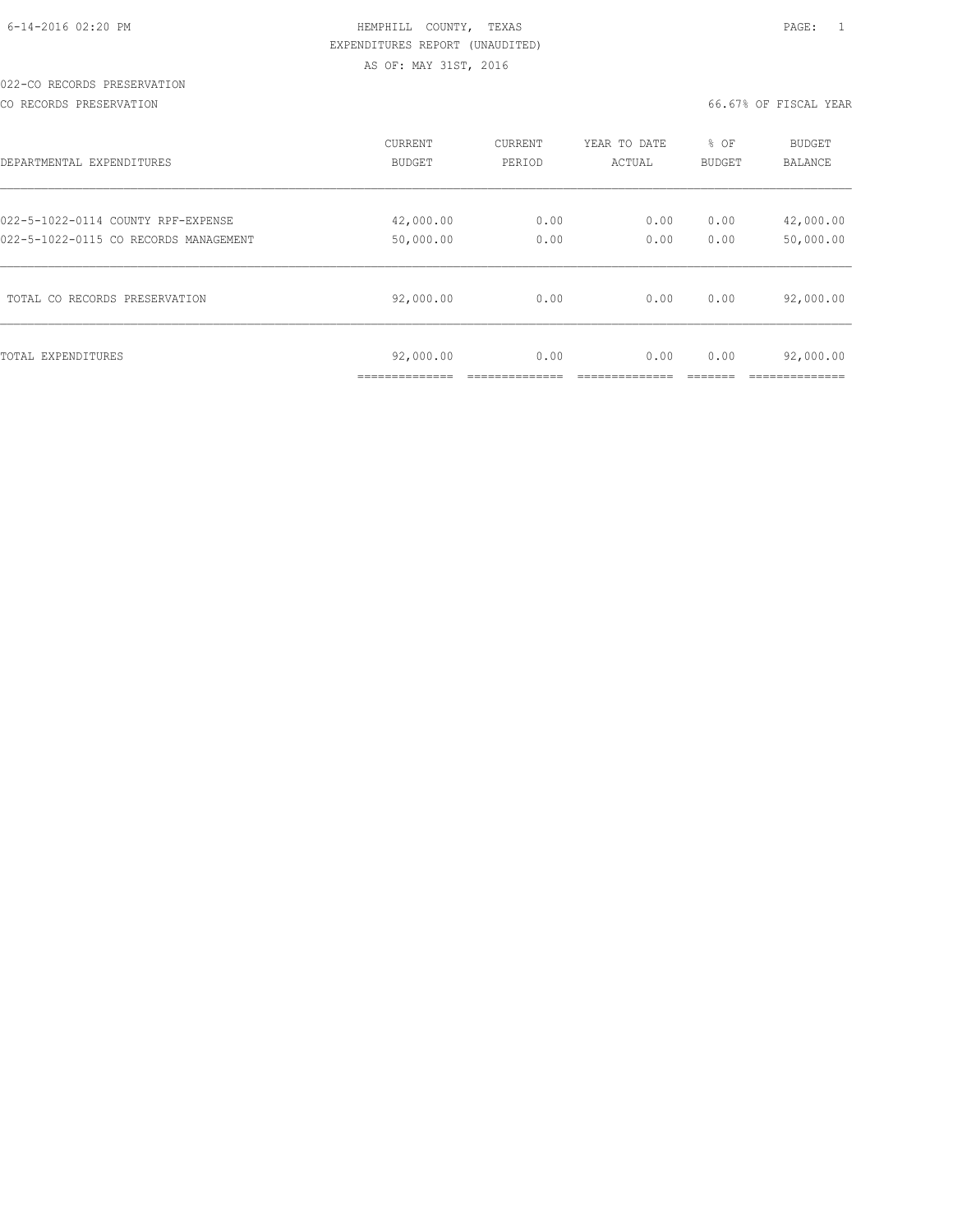HEMPHILL COUNTY, TEXAS

EXPENDITURES REPORT (UNAUDITED)

AS OF: MAY 31ST, 2016

022-CO RECORDS PRESERVATION

CO RECORDS PRESERVATION

66.67% OF FISCAL YEAR

| DEPARTMENTAL EXPENDITURES | CURRENT BUDGET | CURRENT PERIOD | YEAR TO DATE ACTUAL | % OF BUDGET | BUDGET BALANCE |
|---|---|---|---|---|---|
| 022-5-1022-0114 COUNTY RPF-EXPENSE | 42,000.00 | 0.00 | 0.00 | 0.00 | 42,000.00 |
| 022-5-1022-0115 CO RECORDS MANAGEMENT | 50,000.00 | 0.00 | 0.00 | 0.00 | 50,000.00 |
| TOTAL CO RECORDS PRESERVATION | 92,000.00 | 0.00 | 0.00 | 0.00 | 92,000.00 |
| TOTAL EXPENDITURES | 92,000.00 | 0.00 | 0.00 | 0.00 | 92,000.00 |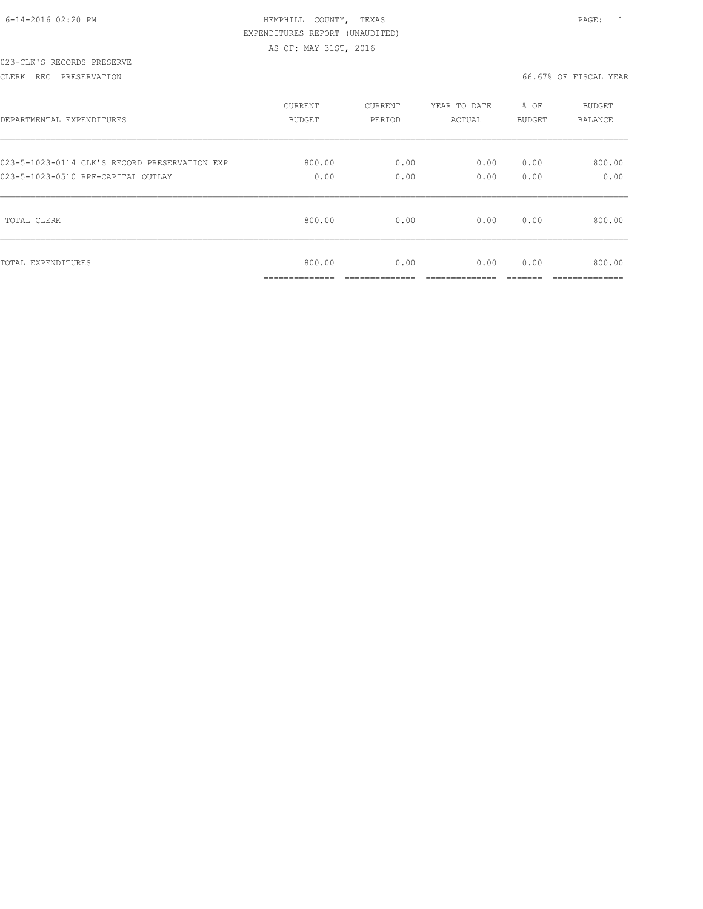HEMPHILL COUNTY, TEXAS

EXPENDITURES REPORT (UNAUDITED)

AS OF: MAY 31ST, 2016

6-14-2016 02:20 PM

023-CLK'S RECORDS PRESERVE

CLERK REC PRESERVATION

66.67% OF FISCAL YEAR

| DEPARTMENTAL EXPENDITURES | CURRENT BUDGET | CURRENT PERIOD | YEAR TO DATE ACTUAL | % OF BUDGET | BUDGET BALANCE |
|---|---|---|---|---|---|
| 023-5-1023-0114 CLK'S RECORD PRESERVATION EXP | 800.00 | 0.00 | 0.00 | 0.00 | 800.00 |
| 023-5-1023-0510 RPF-CAPITAL OUTLAY | 0.00 | 0.00 | 0.00 | 0.00 | 0.00 |
| TOTAL CLERK | 800.00 | 0.00 | 0.00 | 0.00 | 800.00 |
| TOTAL EXPENDITURES | 800.00 | 0.00 | 0.00 | 0.00 | 800.00 |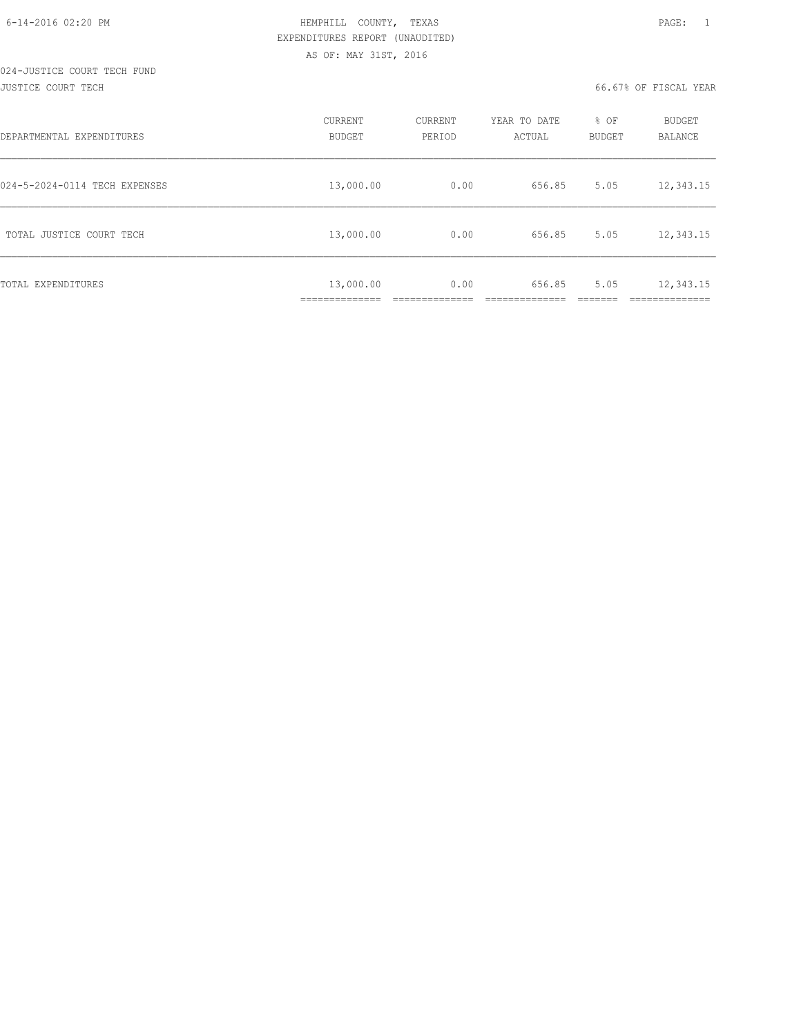HEMPHILL COUNTY, TEXAS

EXPENDITURES REPORT (UNAUDITED)

AS OF: MAY 31ST, 2016

024-JUSTICE COURT TECH FUND

JUSTICE COURT TECH

66.67% OF FISCAL YEAR

| DEPARTMENTAL EXPENDITURES | CURRENT BUDGET | CURRENT PERIOD | YEAR TO DATE ACTUAL | % OF BUDGET | BUDGET BALANCE |
|---|---|---|---|---|---|
| 024-5-2024-0114 TECH EXPENSES | 13,000.00 | 0.00 | 656.85 | 5.05 | 12,343.15 |
| TOTAL JUSTICE COURT TECH | 13,000.00 | 0.00 | 656.85 | 5.05 | 12,343.15 |
| TOTAL EXPENDITURES | 13,000.00 | 0.00 | 656.85 | 5.05 | 12,343.15 |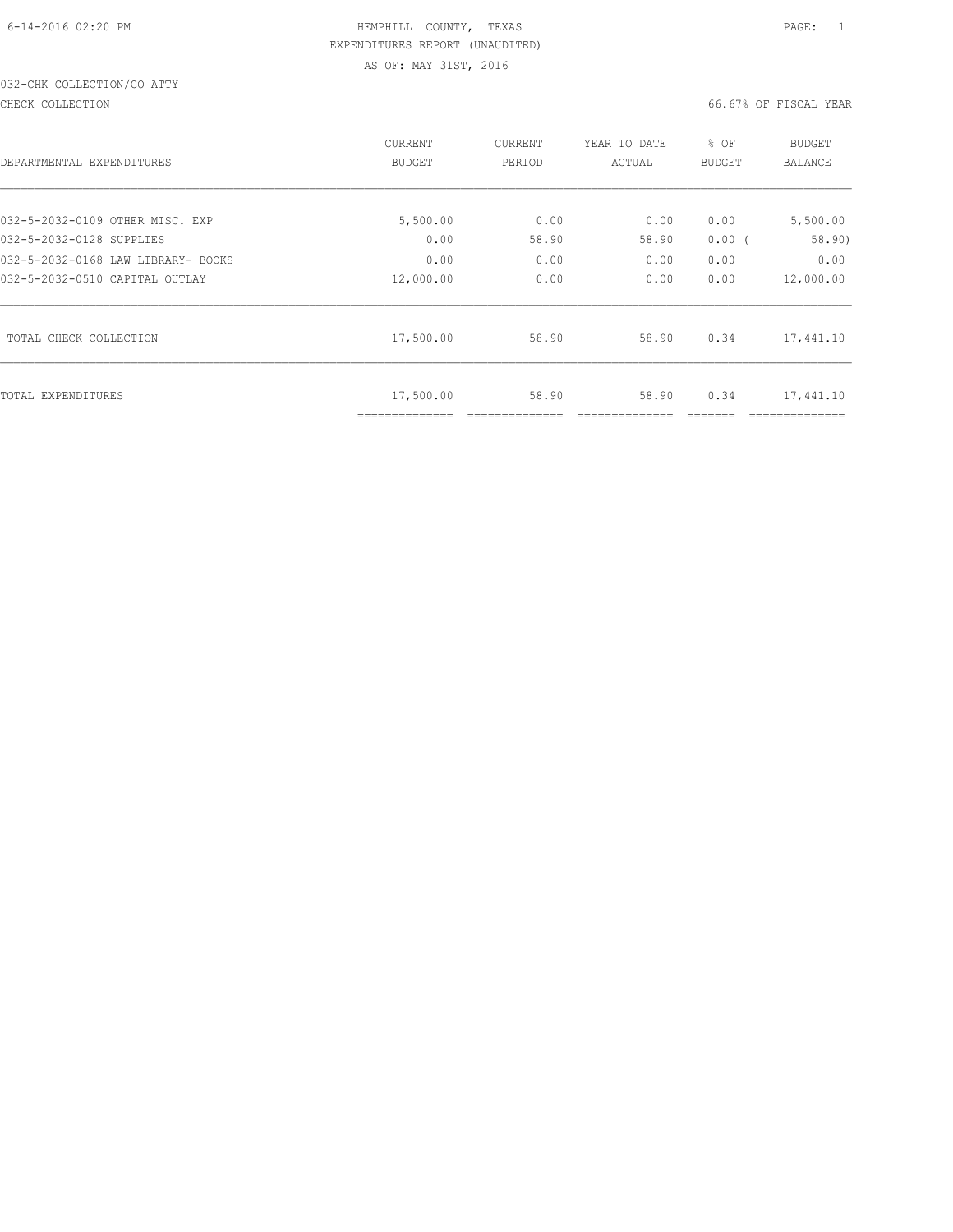HEMPHILL COUNTY, TEXAS
EXPENDITURES REPORT (UNAUDITED)
AS OF: MAY 31ST, 2016

032-CHK COLLECTION/CO ATTY

CHECK COLLECTION — 66.67% OF FISCAL YEAR

| DEPARTMENTAL EXPENDITURES | CURRENT BUDGET | CURRENT PERIOD | YEAR TO DATE ACTUAL | % OF BUDGET | BUDGET BALANCE |
|---|---|---|---|---|---|
| 032-5-2032-0109 OTHER MISC. EXP | 5,500.00 | 0.00 | 0.00 | 0.00 | 5,500.00 |
| 032-5-2032-0128 SUPPLIES | 0.00 | 58.90 | 58.90 | 0.00 ( | 58.90) |
| 032-5-2032-0168 LAW LIBRARY- BOOKS | 0.00 | 0.00 | 0.00 | 0.00 | 0.00 |
| 032-5-2032-0510 CAPITAL OUTLAY | 12,000.00 | 0.00 | 0.00 | 0.00 | 12,000.00 |
| TOTAL CHECK COLLECTION | 17,500.00 | 58.90 | 58.90 | 0.34 | 17,441.10 |
| TOTAL EXPENDITURES | 17,500.00 | 58.90 | 58.90 | 0.34 | 17,441.10 |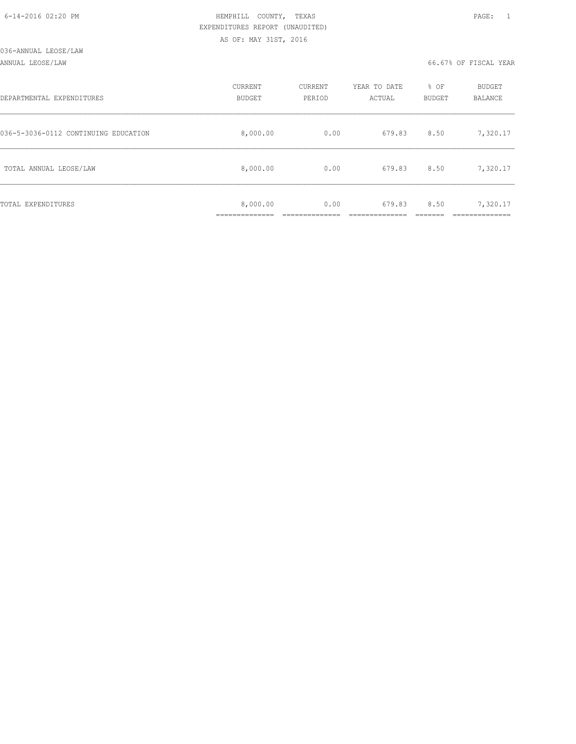HEMPHILL COUNTY, TEXAS
EXPENDITURES REPORT (UNAUDITED)
AS OF: MAY 31ST, 2016

036-ANNUAL LEOSE/LAW

ANNUAL LEOSE/LAW — 66.67% OF FISCAL YEAR

| DEPARTMENTAL EXPENDITURES | CURRENT BUDGET | CURRENT PERIOD | YEAR TO DATE ACTUAL | % OF BUDGET | BUDGET BALANCE |
|---|---|---|---|---|---|
| 036-5-3036-0112 CONTINUING EDUCATION | 8,000.00 | 0.00 | 679.83 | 8.50 | 7,320.17 |
| TOTAL ANNUAL LEOSE/LAW | 8,000.00 | 0.00 | 679.83 | 8.50 | 7,320.17 |
| TOTAL EXPENDITURES | 8,000.00 | 0.00 | 679.83 | 8.50 | 7,320.17 |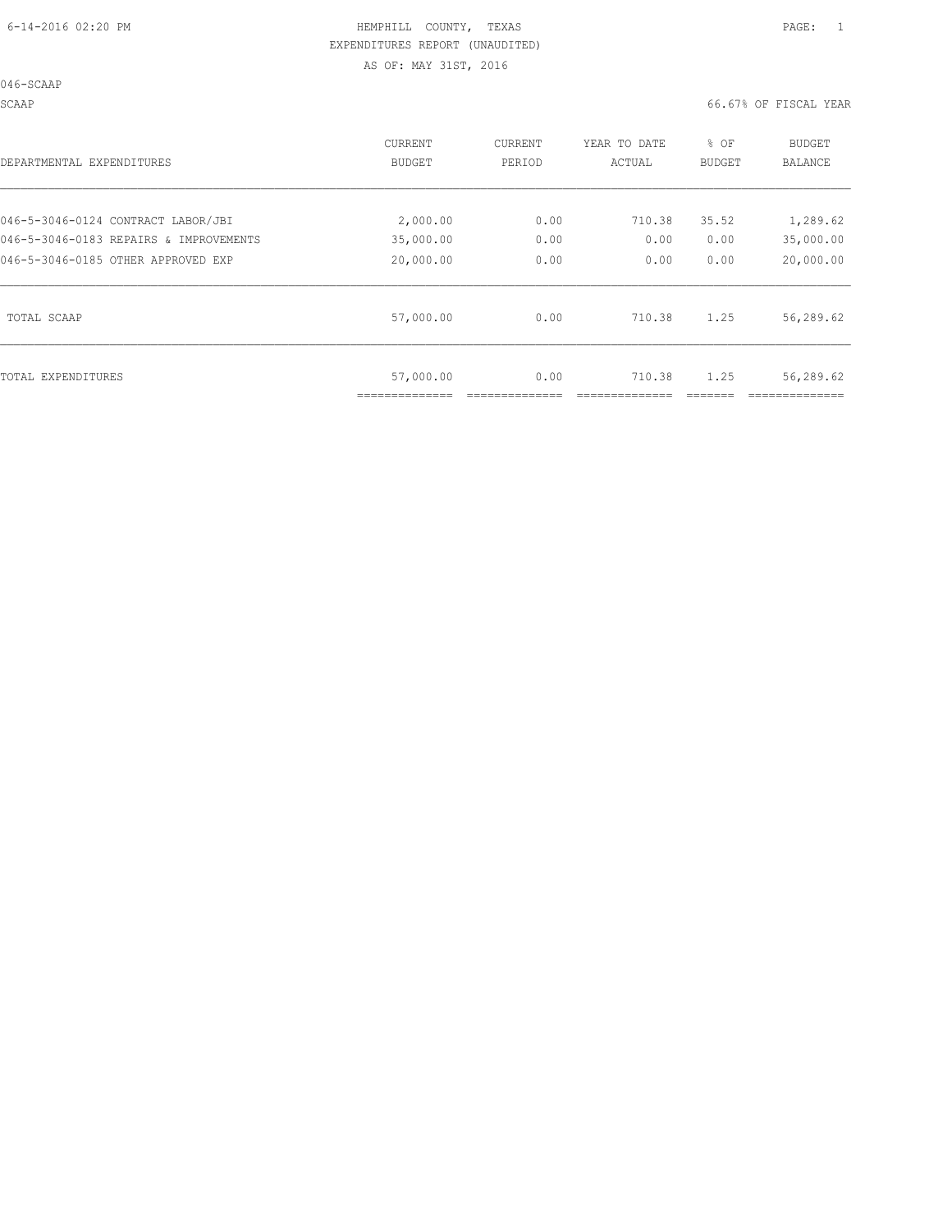HEMPHILL COUNTY, TEXAS
EXPENDITURES REPORT (UNAUDITED)
AS OF: MAY 31ST, 2016

046-SCAAP

SCAAP — 66.67% OF FISCAL YEAR

| DEPARTMENTAL EXPENDITURES | CURRENT BUDGET | CURRENT PERIOD | YEAR TO DATE ACTUAL | % OF BUDGET | BUDGET BALANCE |
|---|---|---|---|---|---|
| 046-5-3046-0124 CONTRACT LABOR/JBI | 2,000.00 | 0.00 | 710.38 | 35.52 | 1,289.62 |
| 046-5-3046-0183 REPAIRS & IMPROVEMENTS | 35,000.00 | 0.00 | 0.00 | 0.00 | 35,000.00 |
| 046-5-3046-0185 OTHER APPROVED EXP | 20,000.00 | 0.00 | 0.00 | 0.00 | 20,000.00 |
| TOTAL SCAAP | 57,000.00 | 0.00 | 710.38 | 1.25 | 56,289.62 |
| TOTAL EXPENDITURES | 57,000.00 | 0.00 | 710.38 | 1.25 | 56,289.62 |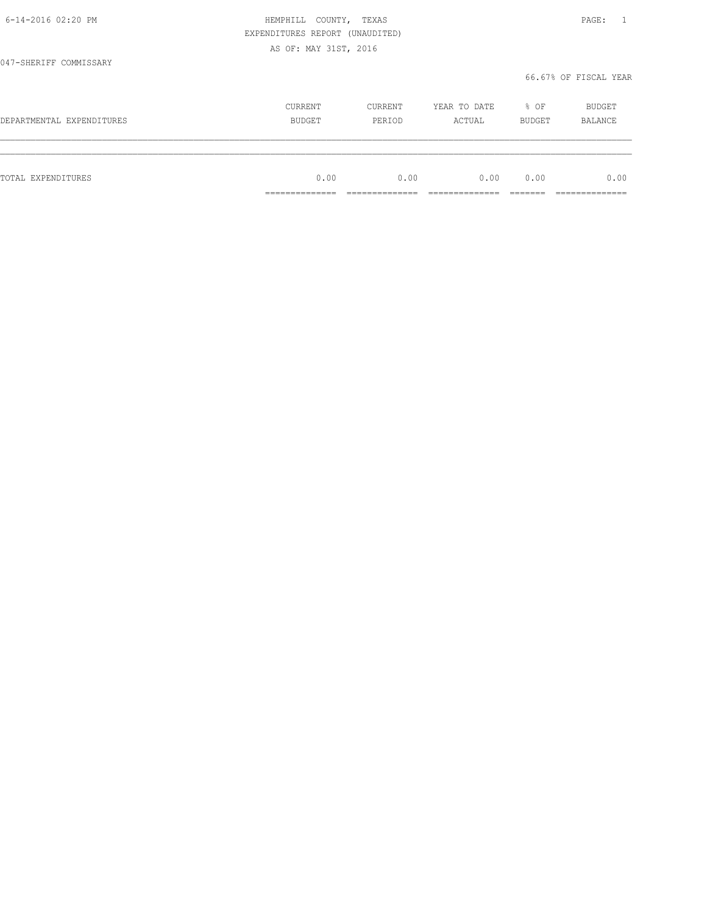6-14-2016 02:20 PM

HEMPHILL COUNTY, TEXAS

EXPENDITURES REPORT (UNAUDITED)

AS OF: MAY 31ST, 2016

047-SHERIFF COMMISSARY

66.67% OF FISCAL YEAR

| DEPARTMENTAL EXPENDITURES | CURRENT BUDGET | CURRENT PERIOD | YEAR TO DATE ACTUAL | % OF BUDGET | BUDGET BALANCE |
|---|---|---|---|---|---|
| TOTAL EXPENDITURES | 0.00 | 0.00 | 0.00 | 0.00 | 0.00 |